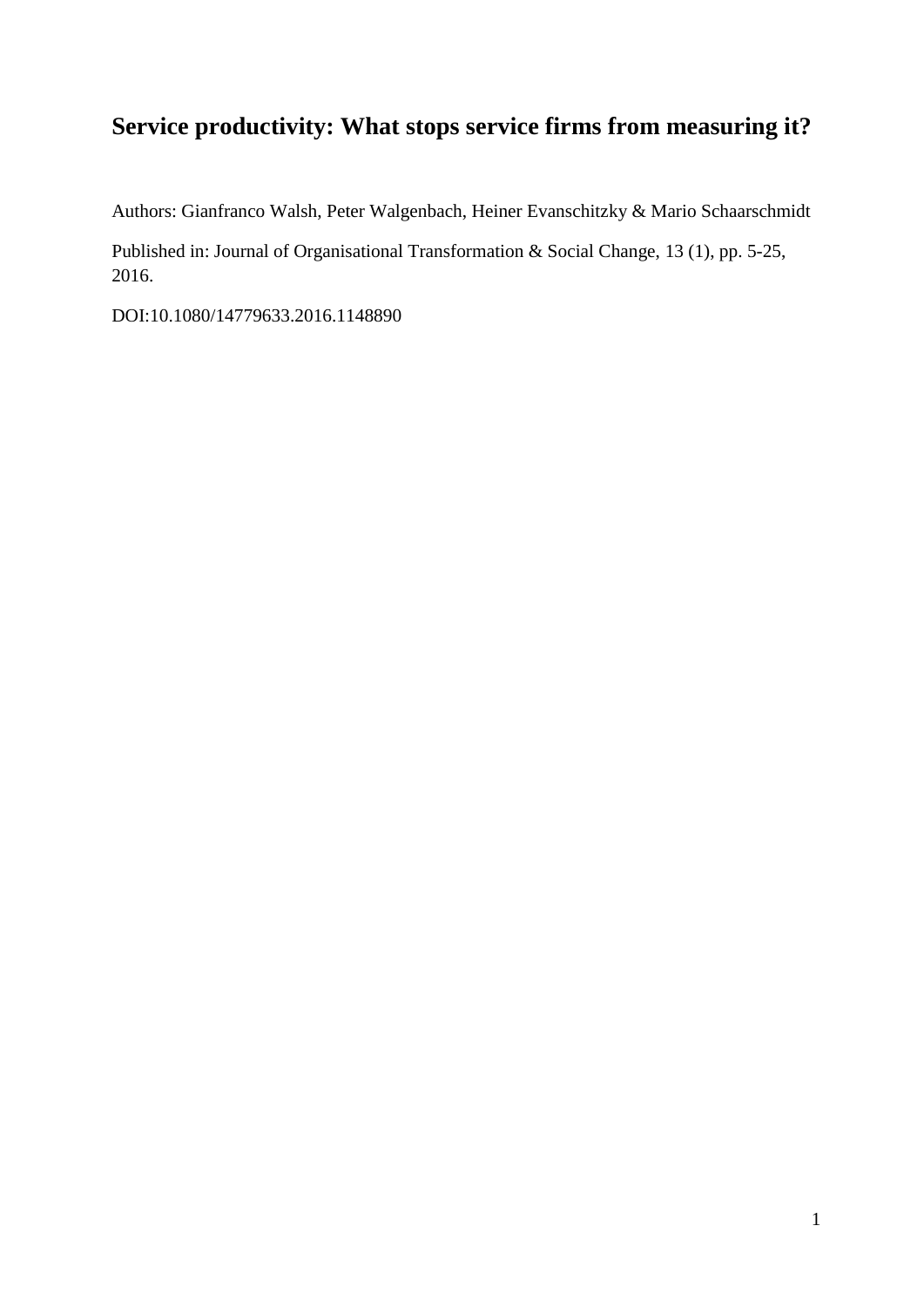# Service productivity: What stops service firms from measuring it?

Authors: Gianfranco Walsh, Peter Walgenbach, Heiner Evanschitzky & Mario Schaarschmidt

Published in: Journal of Organisational Transformation & Social Change, 13 (1), pp. 5-25, 2016.

DOI:10.1080/14779633.2016.1148890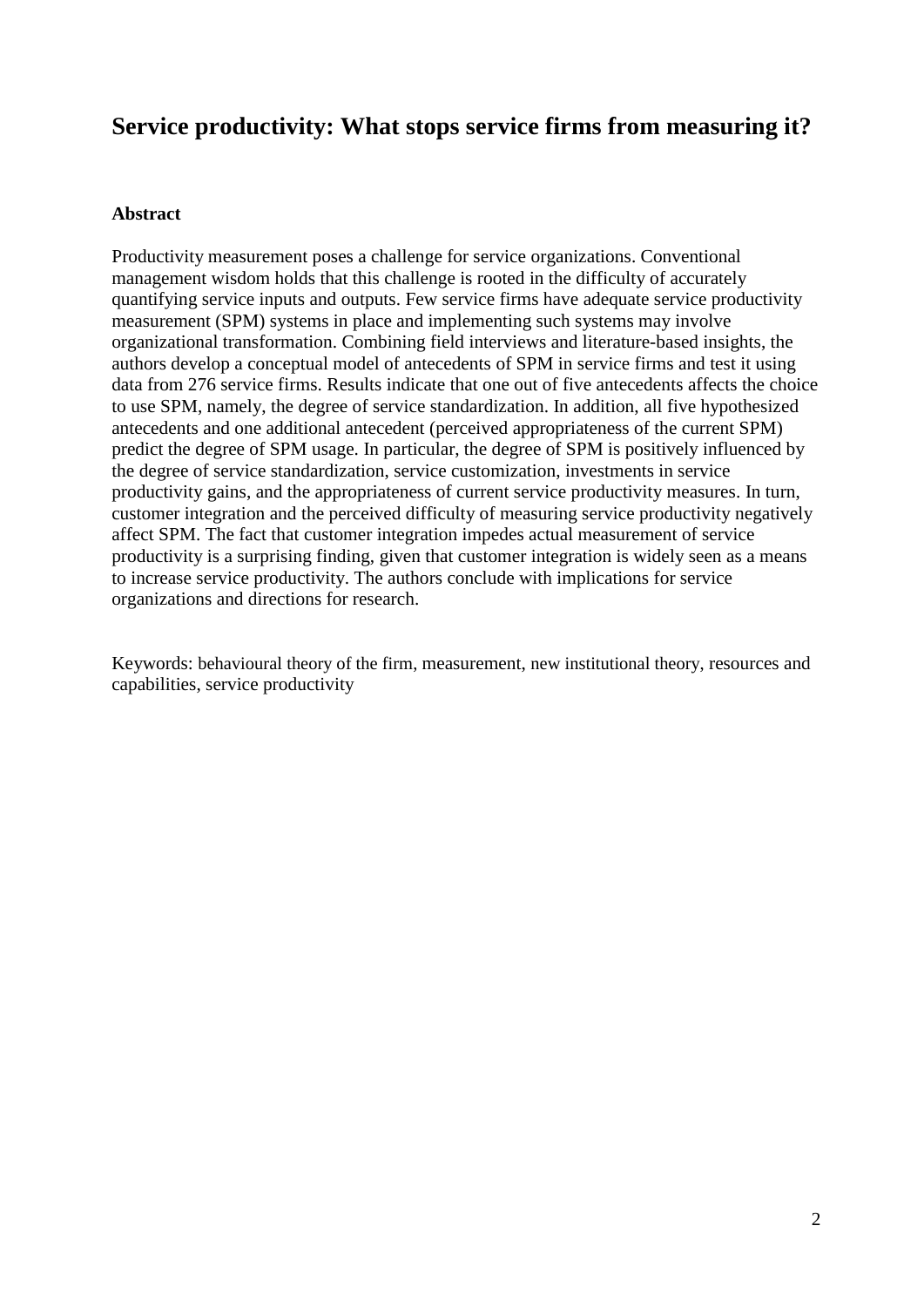# Service productivity: What stops service firms from measuring it?

## Abstract

Productivity measurement poses a challenge for service organizations. Conventional management wisdom holds that this challenge is rooted in the difficulty of accurately quantifying service inputs and outputs. Few service firms have adequate service productivity measurement (SPM) systems in place and implementing such systems may involve organizational transformation. Combining field interviews and literature-based insights, the authors develop a conceptual model of antecedents of SPM in service firms and test it using data from 276 service firms. Results indicate that one out of five antecedents affects the choice to use SPM, namely, the degree of service standardization. In addition, all five hypothesized antecedents and one additional antecedent (perceived appropriateness of the current SPM) predict the degree of SPM usage. In particular, the degree of SPM is positively influenced by the degree of service standardization, service customization, investments in service productivity gains, and the appropriateness of current service productivity measures. In turn, customer integration and the perceived difficulty of measuring service productivity negatively affect SPM. The fact that customer integration impedes actual measurement of service productivity is a surprising finding, given that customer integration is widely seen as a means to increase service productivity. The authors conclude with implications for service organizations and directions for research.

Keywords: behavioural theory of the firm, measurement, new institutional theory, resources and capabilities, service productivity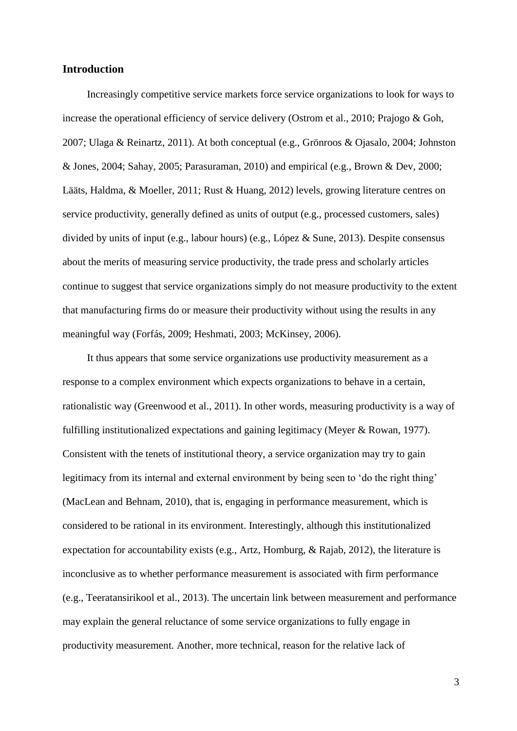## Introduction

Increasingly competitive service markets force service organizations to look for ways to increase the operational efficiency of service delivery (Ostrom et al., 2010; Prajogo & Goh, 2007; Ulaga & Reinartz, 2011). At both conceptual (e.g., Grönroos & Ojasalo, 2004; Johnston & Jones, 2004; Sahay, 2005; Parasuraman, 2010) and empirical (e.g., Brown & Dev, 2000; Lääts, Haldma, & Moeller, 2011; Rust & Huang, 2012) levels, growing literature centres on service productivity, generally defined as units of output (e.g., processed customers, sales) divided by units of input (e.g., labour hours) (e.g., López & Sune, 2013). Despite consensus about the merits of measuring service productivity, the trade press and scholarly articles continue to suggest that service organizations simply do not measure productivity to the extent that manufacturing firms do or measure their productivity without using the results in any meaningful way (Forfás, 2009; Heshmati, 2003; McKinsey, 2006).

It thus appears that some service organizations use productivity measurement as a response to a complex environment which expects organizations to behave in a certain, rationalistic way (Greenwood et al., 2011). In other words, measuring productivity is a way of fulfilling institutionalized expectations and gaining legitimacy (Meyer & Rowan, 1977). Consistent with the tenets of institutional theory, a service organization may try to gain legitimacy from its internal and external environment by being seen to 'do the right thing' (MacLean and Behnam, 2010), that is, engaging in performance measurement, which is considered to be rational in its environment. Interestingly, although this institutionalized expectation for accountability exists (e.g., Artz, Homburg, & Rajab, 2012), the literature is inconclusive as to whether performance measurement is associated with firm performance (e.g., Teeratansirikool et al., 2013). The uncertain link between measurement and performance may explain the general reluctance of some service organizations to fully engage in productivity measurement. Another, more technical, reason for the relative lack of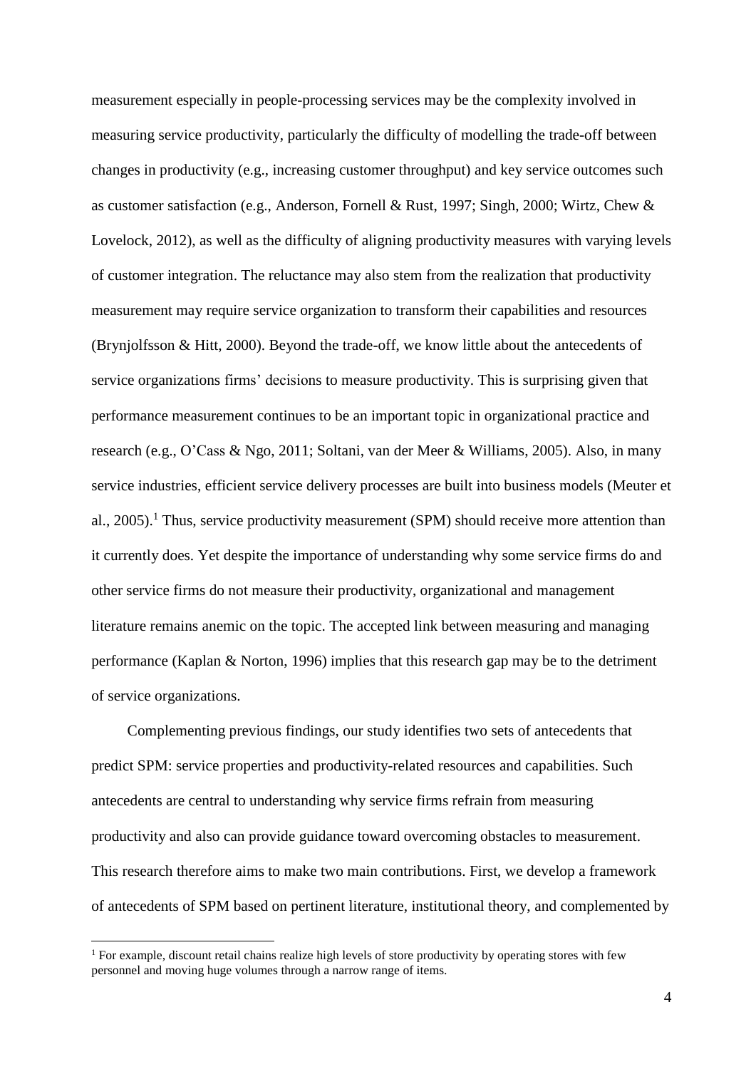measurement especially in people-processing services may be the complexity involved in measuring service productivity, particularly the difficulty of modelling the trade-off between changes in productivity (e.g., increasing customer throughput) and key service outcomes such as customer satisfaction (e.g., Anderson, Fornell & Rust, 1997; Singh, 2000; Wirtz, Chew & Lovelock, 2012), as well as the difficulty of aligning productivity measures with varying levels of customer integration. The reluctance may also stem from the realization that productivity measurement may require service organization to transform their capabilities and resources (Brynjolfsson & Hitt, 2000). Beyond the trade-off, we know little about the antecedents of service organizations firms' decisions to measure productivity. This is surprising given that performance measurement continues to be an important topic in organizational practice and research (e.g., O'Cass & Ngo, 2011; Soltani, van der Meer & Williams, 2005). Also, in many service industries, efficient service delivery processes are built into business models (Meuter et al., 2005).[1] Thus, service productivity measurement (SPM) should receive more attention than it currently does. Yet despite the importance of understanding why some service firms do and other service firms do not measure their productivity, organizational and management literature remains anemic on the topic. The accepted link between measuring and managing performance (Kaplan & Norton, 1996) implies that this research gap may be to the detriment of service organizations.

Complementing previous findings, our study identifies two sets of antecedents that predict SPM: service properties and productivity-related resources and capabilities. Such antecedents are central to understanding why service firms refrain from measuring productivity and also can provide guidance toward overcoming obstacles to measurement. This research therefore aims to make two main contributions. First, we develop a framework of antecedents of SPM based on pertinent literature, institutional theory, and complemented by

[1] For example, discount retail chains realize high levels of store productivity by operating stores with few personnel and moving huge volumes through a narrow range of items.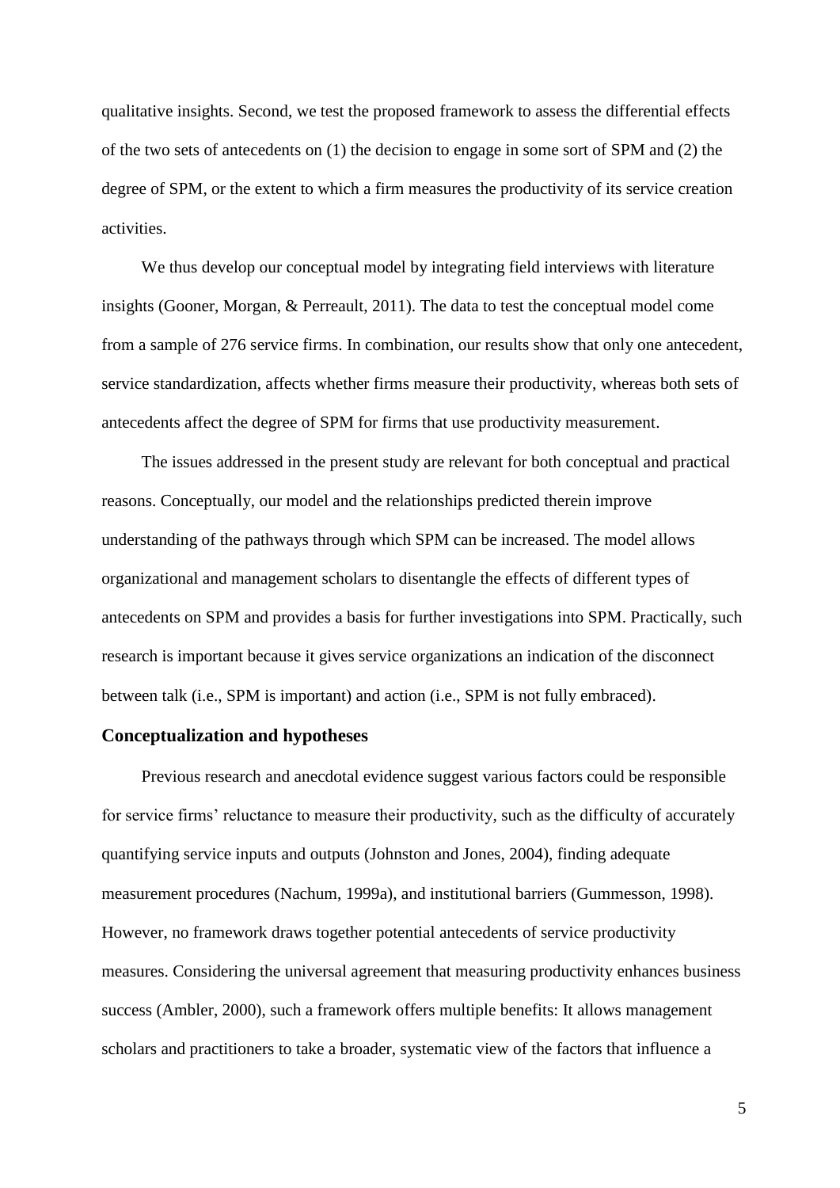qualitative insights. Second, we test the proposed framework to assess the differential effects of the two sets of antecedents on (1) the decision to engage in some sort of SPM and (2) the degree of SPM, or the extent to which a firm measures the productivity of its service creation activities.

We thus develop our conceptual model by integrating field interviews with literature insights (Gooner, Morgan, & Perreault, 2011). The data to test the conceptual model come from a sample of 276 service firms. In combination, our results show that only one antecedent, service standardization, affects whether firms measure their productivity, whereas both sets of antecedents affect the degree of SPM for firms that use productivity measurement.

The issues addressed in the present study are relevant for both conceptual and practical reasons. Conceptually, our model and the relationships predicted therein improve understanding of the pathways through which SPM can be increased. The model allows organizational and management scholars to disentangle the effects of different types of antecedents on SPM and provides a basis for further investigations into SPM. Practically, such research is important because it gives service organizations an indication of the disconnect between talk (i.e., SPM is important) and action (i.e., SPM is not fully embraced).

## Conceptualization and hypotheses

Previous research and anecdotal evidence suggest various factors could be responsible for service firms' reluctance to measure their productivity, such as the difficulty of accurately quantifying service inputs and outputs (Johnston and Jones, 2004), finding adequate measurement procedures (Nachum, 1999a), and institutional barriers (Gummesson, 1998). However, no framework draws together potential antecedents of service productivity measures. Considering the universal agreement that measuring productivity enhances business success (Ambler, 2000), such a framework offers multiple benefits: It allows management scholars and practitioners to take a broader, systematic view of the factors that influence a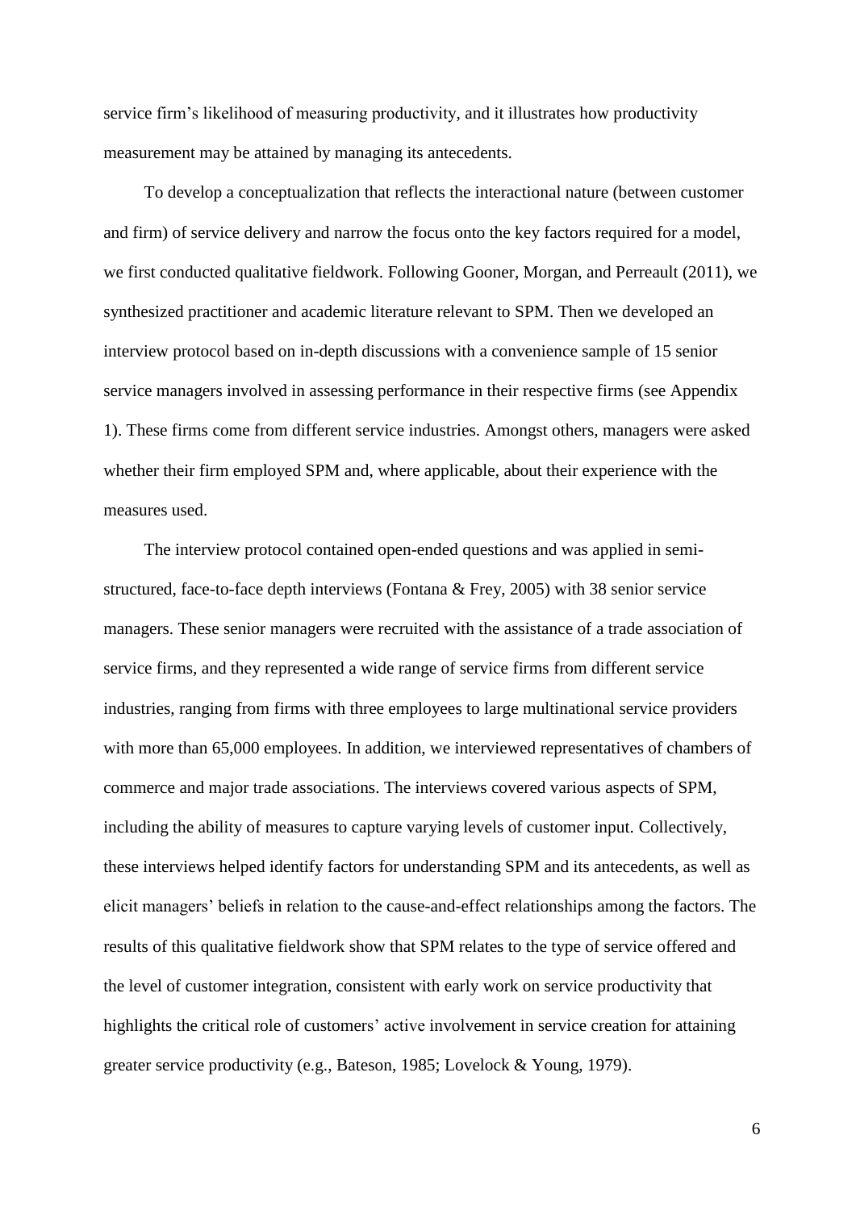service firm's likelihood of measuring productivity, and it illustrates how productivity measurement may be attained by managing its antecedents.

To develop a conceptualization that reflects the interactional nature (between customer and firm) of service delivery and narrow the focus onto the key factors required for a model, we first conducted qualitative fieldwork. Following Gooner, Morgan, and Perreault (2011), we synthesized practitioner and academic literature relevant to SPM. Then we developed an interview protocol based on in-depth discussions with a convenience sample of 15 senior service managers involved in assessing performance in their respective firms (see Appendix 1). These firms come from different service industries. Amongst others, managers were asked whether their firm employed SPM and, where applicable, about their experience with the measures used.

The interview protocol contained open-ended questions and was applied in semi-structured, face-to-face depth interviews (Fontana & Frey, 2005) with 38 senior service managers. These senior managers were recruited with the assistance of a trade association of service firms, and they represented a wide range of service firms from different service industries, ranging from firms with three employees to large multinational service providers with more than 65,000 employees. In addition, we interviewed representatives of chambers of commerce and major trade associations. The interviews covered various aspects of SPM, including the ability of measures to capture varying levels of customer input. Collectively, these interviews helped identify factors for understanding SPM and its antecedents, as well as elicit managers' beliefs in relation to the cause-and-effect relationships among the factors. The results of this qualitative fieldwork show that SPM relates to the type of service offered and the level of customer integration, consistent with early work on service productivity that highlights the critical role of customers' active involvement in service creation for attaining greater service productivity (e.g., Bateson, 1985; Lovelock & Young, 1979).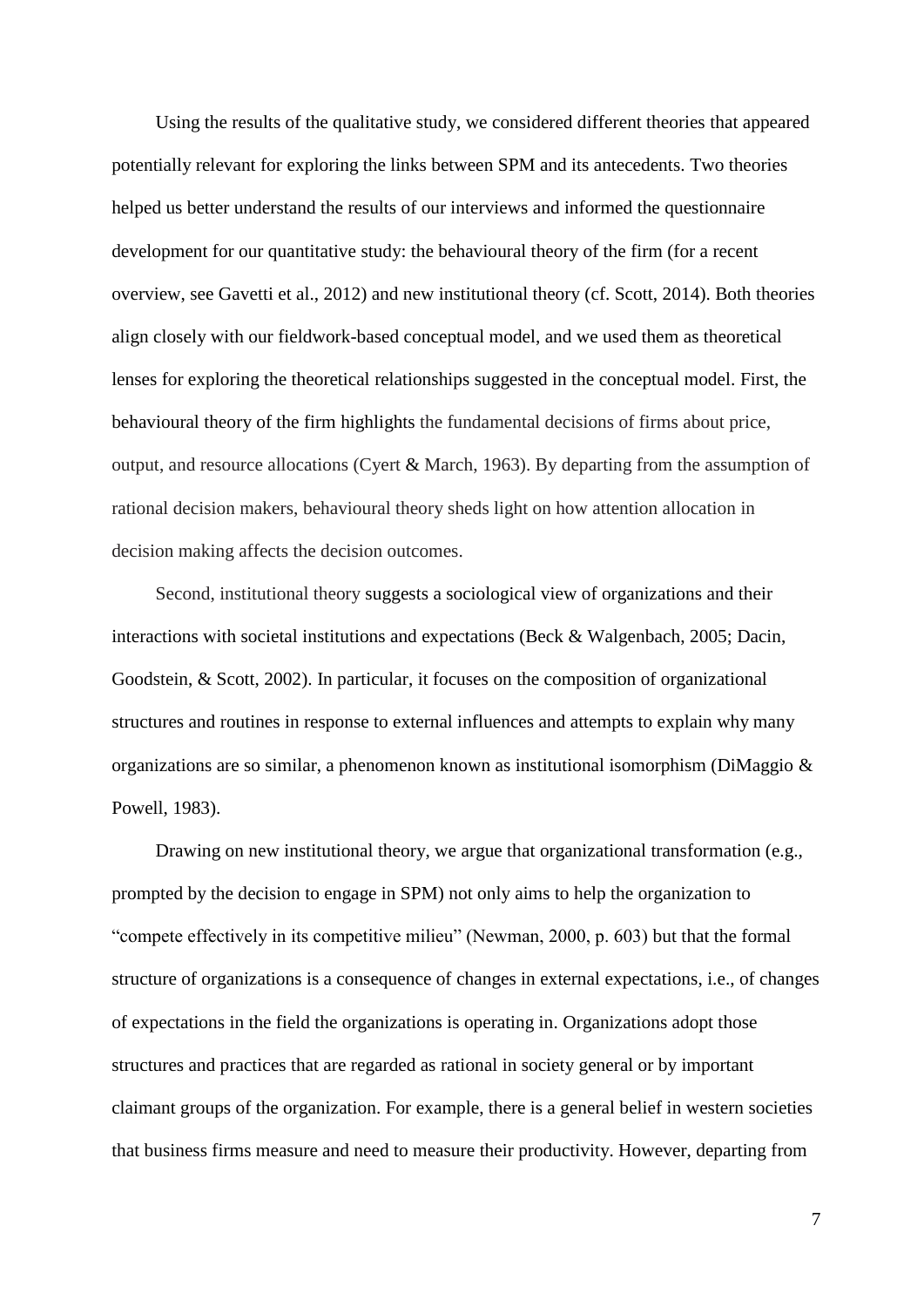Using the results of the qualitative study, we considered different theories that appeared potentially relevant for exploring the links between SPM and its antecedents. Two theories helped us better understand the results of our interviews and informed the questionnaire development for our quantitative study: the behavioural theory of the firm (for a recent overview, see Gavetti et al., 2012) and new institutional theory (cf. Scott, 2014). Both theories align closely with our fieldwork-based conceptual model, and we used them as theoretical lenses for exploring the theoretical relationships suggested in the conceptual model. First, the behavioural theory of the firm highlights the fundamental decisions of firms about price, output, and resource allocations (Cyert & March, 1963). By departing from the assumption of rational decision makers, behavioural theory sheds light on how attention allocation in decision making affects the decision outcomes.

Second, institutional theory suggests a sociological view of organizations and their interactions with societal institutions and expectations (Beck & Walgenbach, 2005; Dacin, Goodstein, & Scott, 2002). In particular, it focuses on the composition of organizational structures and routines in response to external influences and attempts to explain why many organizations are so similar, a phenomenon known as institutional isomorphism (DiMaggio & Powell, 1983).

Drawing on new institutional theory, we argue that organizational transformation (e.g., prompted by the decision to engage in SPM) not only aims to help the organization to "compete effectively in its competitive milieu" (Newman, 2000, p. 603) but that the formal structure of organizations is a consequence of changes in external expectations, i.e., of changes of expectations in the field the organizations is operating in. Organizations adopt those structures and practices that are regarded as rational in society general or by important claimant groups of the organization. For example, there is a general belief in western societies that business firms measure and need to measure their productivity. However, departing from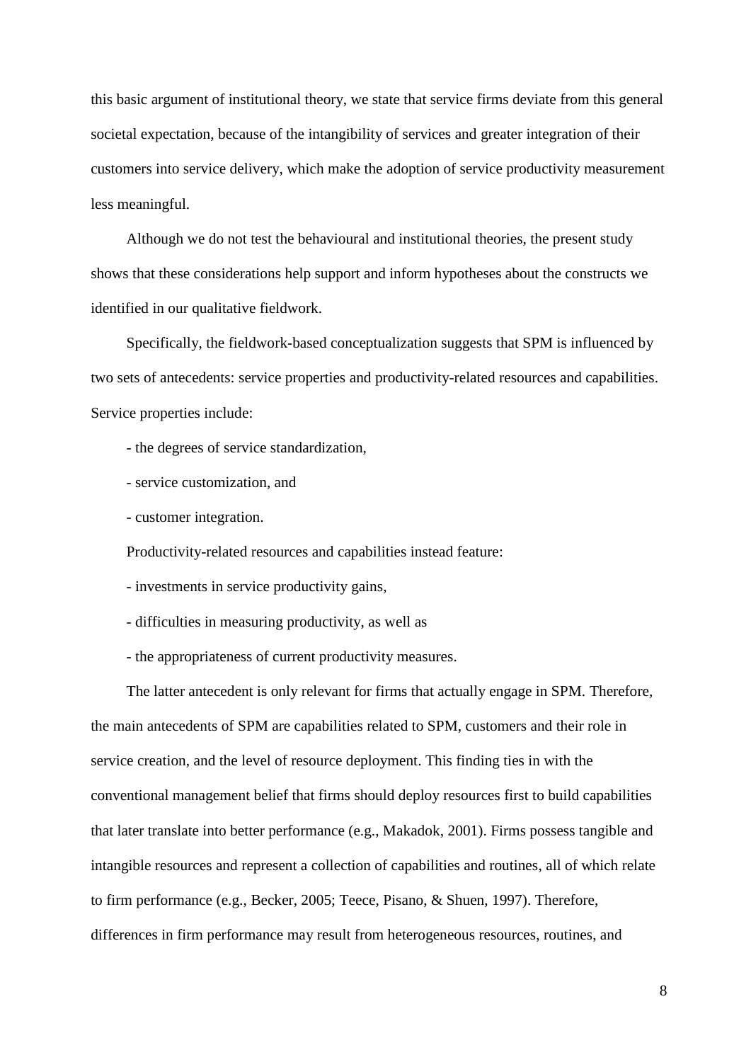this basic argument of institutional theory, we state that service firms deviate from this general societal expectation, because of the intangibility of services and greater integration of their customers into service delivery, which make the adoption of service productivity measurement less meaningful.

Although we do not test the behavioural and institutional theories, the present study shows that these considerations help support and inform hypotheses about the constructs we identified in our qualitative fieldwork.

Specifically, the fieldwork-based conceptualization suggests that SPM is influenced by two sets of antecedents: service properties and productivity-related resources and capabilities. Service properties include:

- the degrees of service standardization,
- service customization, and
- customer integration.

Productivity-related resources and capabilities instead feature:

- investments in service productivity gains,
- difficulties in measuring productivity, as well as
- the appropriateness of current productivity measures.

The latter antecedent is only relevant for firms that actually engage in SPM. Therefore, the main antecedents of SPM are capabilities related to SPM, customers and their role in service creation, and the level of resource deployment. This finding ties in with the conventional management belief that firms should deploy resources first to build capabilities that later translate into better performance (e.g., Makadok, 2001). Firms possess tangible and intangible resources and represent a collection of capabilities and routines, all of which relate to firm performance (e.g., Becker, 2005; Teece, Pisano, & Shuen, 1997). Therefore, differences in firm performance may result from heterogeneous resources, routines, and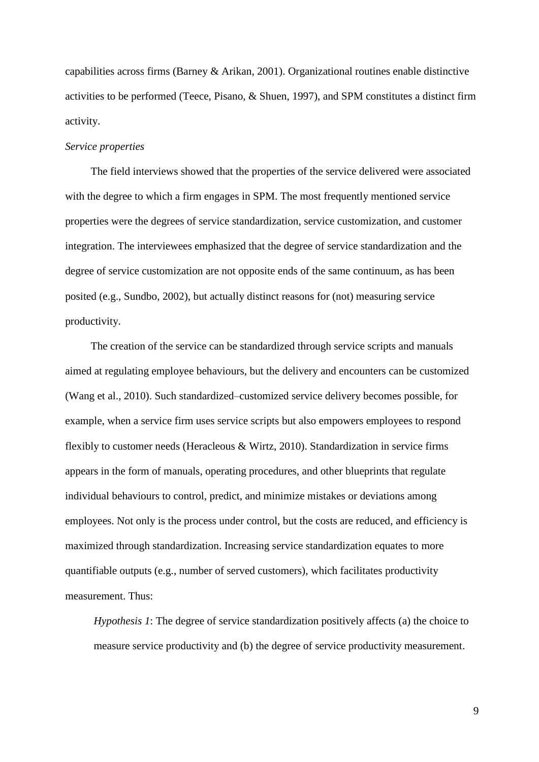capabilities across firms (Barney & Arikan, 2001). Organizational routines enable distinctive activities to be performed (Teece, Pisano, & Shuen, 1997), and SPM constitutes a distinct firm activity.

*Service properties*

The field interviews showed that the properties of the service delivered were associated with the degree to which a firm engages in SPM. The most frequently mentioned service properties were the degrees of service standardization, service customization, and customer integration. The interviewees emphasized that the degree of service standardization and the degree of service customization are not opposite ends of the same continuum, as has been posited (e.g., Sundbo, 2002), but actually distinct reasons for (not) measuring service productivity.

The creation of the service can be standardized through service scripts and manuals aimed at regulating employee behaviours, but the delivery and encounters can be customized (Wang et al., 2010). Such standardized–customized service delivery becomes possible, for example, when a service firm uses service scripts but also empowers employees to respond flexibly to customer needs (Heracleous & Wirtz, 2010). Standardization in service firms appears in the form of manuals, operating procedures, and other blueprints that regulate individual behaviours to control, predict, and minimize mistakes or deviations among employees. Not only is the process under control, but the costs are reduced, and efficiency is maximized through standardization. Increasing service standardization equates to more quantifiable outputs (e.g., number of served customers), which facilitates productivity measurement. Thus:

> *Hypothesis 1*: The degree of service standardization positively affects (a) the choice to measure service productivity and (b) the degree of service productivity measurement.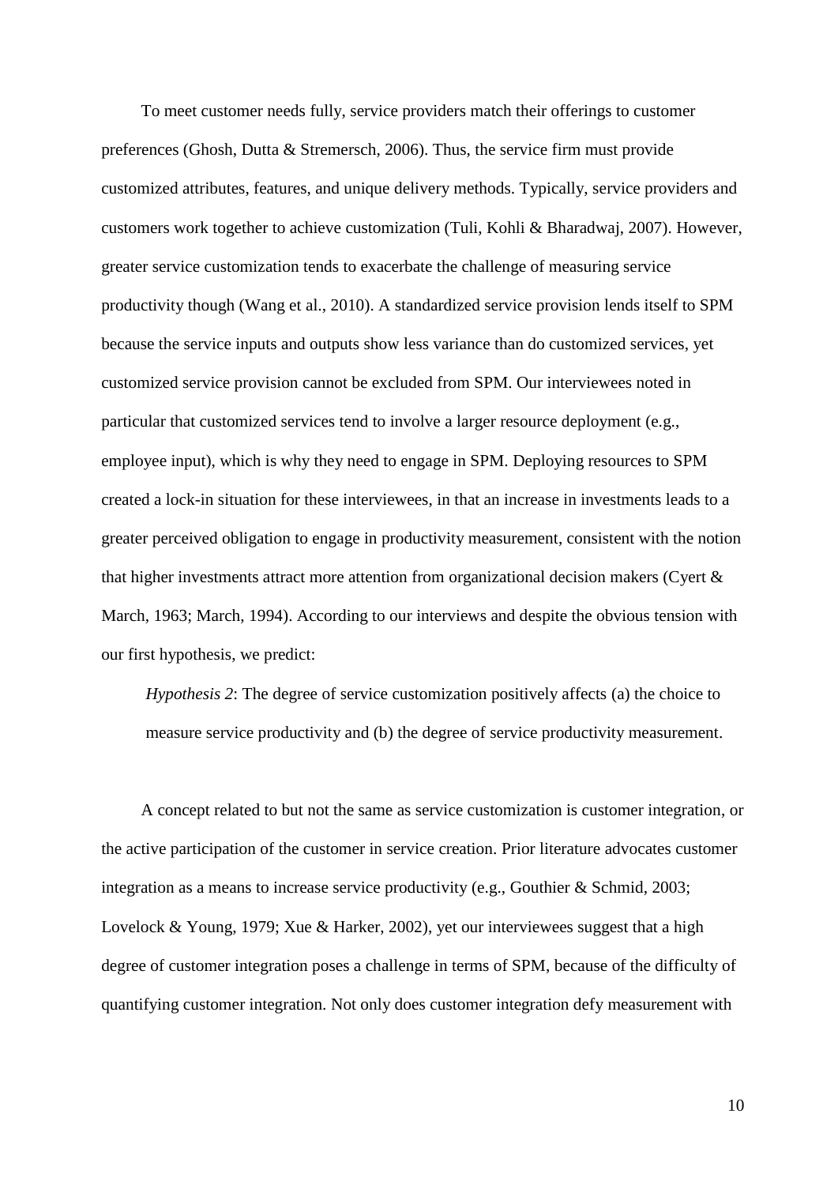To meet customer needs fully, service providers match their offerings to customer preferences (Ghosh, Dutta & Stremersch, 2006). Thus, the service firm must provide customized attributes, features, and unique delivery methods. Typically, service providers and customers work together to achieve customization (Tuli, Kohli & Bharadwaj, 2007). However, greater service customization tends to exacerbate the challenge of measuring service productivity though (Wang et al., 2010). A standardized service provision lends itself to SPM because the service inputs and outputs show less variance than do customized services, yet customized service provision cannot be excluded from SPM. Our interviewees noted in particular that customized services tend to involve a larger resource deployment (e.g., employee input), which is why they need to engage in SPM. Deploying resources to SPM created a lock-in situation for these interviewees, in that an increase in investments leads to a greater perceived obligation to engage in productivity measurement, consistent with the notion that higher investments attract more attention from organizational decision makers (Cyert & March, 1963; March, 1994). According to our interviews and despite the obvious tension with our first hypothesis, we predict:

> *Hypothesis 2*: The degree of service customization positively affects (a) the choice to measure service productivity and (b) the degree of service productivity measurement.

A concept related to but not the same as service customization is customer integration, or the active participation of the customer in service creation. Prior literature advocates customer integration as a means to increase service productivity (e.g., Gouthier & Schmid, 2003; Lovelock & Young, 1979; Xue & Harker, 2002), yet our interviewees suggest that a high degree of customer integration poses a challenge in terms of SPM, because of the difficulty of quantifying customer integration. Not only does customer integration defy measurement with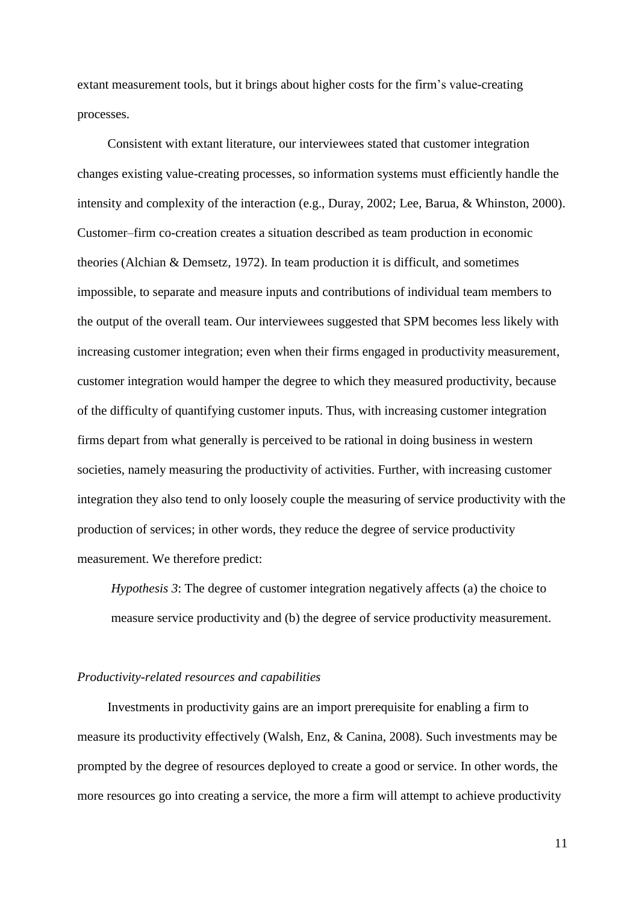extant measurement tools, but it brings about higher costs for the firm's value-creating processes.

Consistent with extant literature, our interviewees stated that customer integration changes existing value-creating processes, so information systems must efficiently handle the intensity and complexity of the interaction (e.g., Duray, 2002; Lee, Barua, & Whinston, 2000). Customer–firm co-creation creates a situation described as team production in economic theories (Alchian & Demsetz, 1972). In team production it is difficult, and sometimes impossible, to separate and measure inputs and contributions of individual team members to the output of the overall team. Our interviewees suggested that SPM becomes less likely with increasing customer integration; even when their firms engaged in productivity measurement, customer integration would hamper the degree to which they measured productivity, because of the difficulty of quantifying customer inputs. Thus, with increasing customer integration firms depart from what generally is perceived to be rational in doing business in western societies, namely measuring the productivity of activities. Further, with increasing customer integration they also tend to only loosely couple the measuring of service productivity with the production of services; in other words, they reduce the degree of service productivity measurement. We therefore predict:

> *Hypothesis 3*: The degree of customer integration negatively affects (a) the choice to measure service productivity and (b) the degree of service productivity measurement.

*Productivity-related resources and capabilities*

Investments in productivity gains are an import prerequisite for enabling a firm to measure its productivity effectively (Walsh, Enz, & Canina, 2008). Such investments may be prompted by the degree of resources deployed to create a good or service. In other words, the more resources go into creating a service, the more a firm will attempt to achieve productivity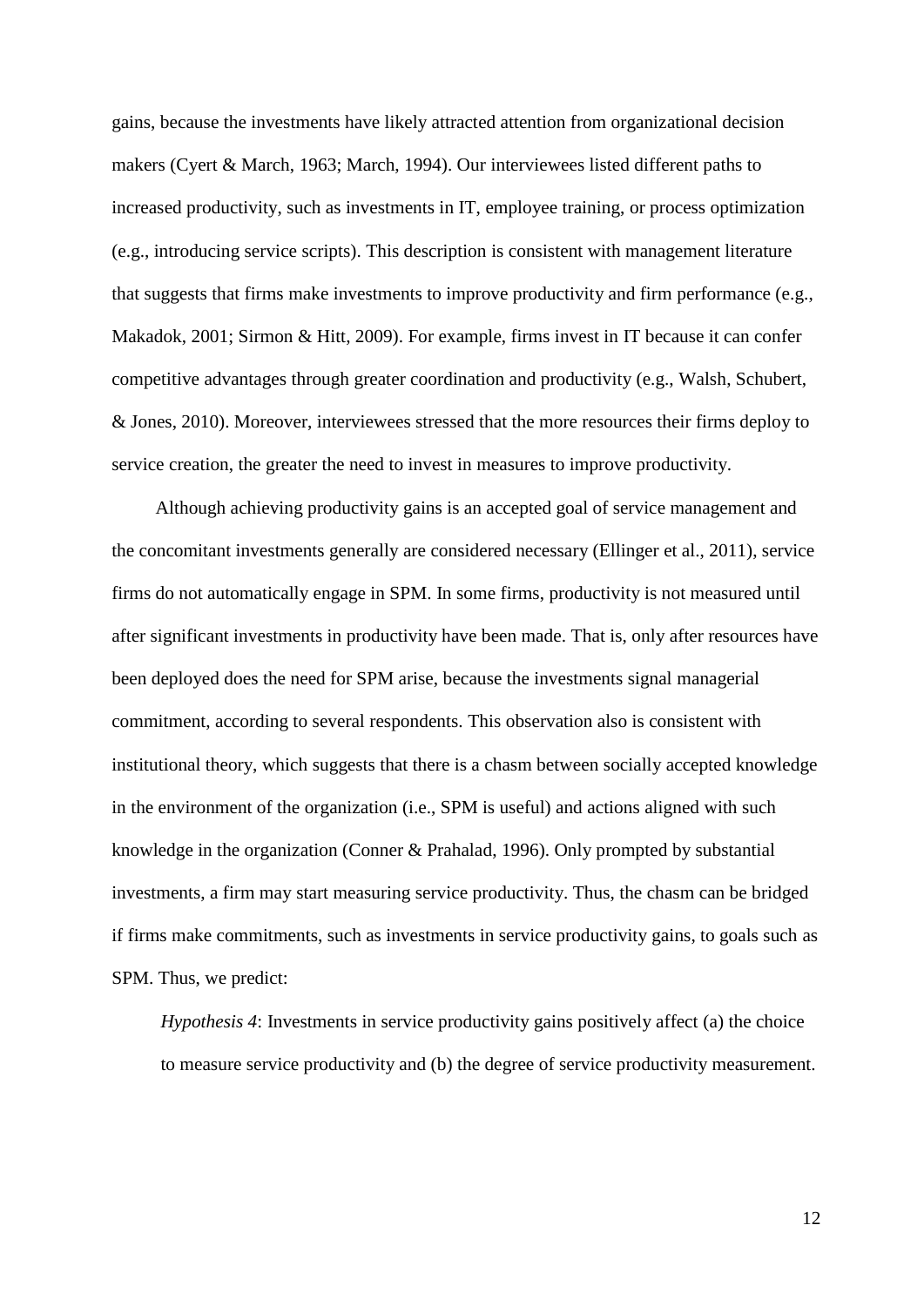gains, because the investments have likely attracted attention from organizational decision makers (Cyert & March, 1963; March, 1994). Our interviewees listed different paths to increased productivity, such as investments in IT, employee training, or process optimization (e.g., introducing service scripts). This description is consistent with management literature that suggests that firms make investments to improve productivity and firm performance (e.g., Makadok, 2001; Sirmon & Hitt, 2009). For example, firms invest in IT because it can confer competitive advantages through greater coordination and productivity (e.g., Walsh, Schubert, & Jones, 2010). Moreover, interviewees stressed that the more resources their firms deploy to service creation, the greater the need to invest in measures to improve productivity.

Although achieving productivity gains is an accepted goal of service management and the concomitant investments generally are considered necessary (Ellinger et al., 2011), service firms do not automatically engage in SPM. In some firms, productivity is not measured until after significant investments in productivity have been made. That is, only after resources have been deployed does the need for SPM arise, because the investments signal managerial commitment, according to several respondents. This observation also is consistent with institutional theory, which suggests that there is a chasm between socially accepted knowledge in the environment of the organization (i.e., SPM is useful) and actions aligned with such knowledge in the organization (Conner & Prahalad, 1996). Only prompted by substantial investments, a firm may start measuring service productivity. Thus, the chasm can be bridged if firms make commitments, such as investments in service productivity gains, to goals such as SPM. Thus, we predict:

> *Hypothesis 4*: Investments in service productivity gains positively affect (a) the choice to measure service productivity and (b) the degree of service productivity measurement.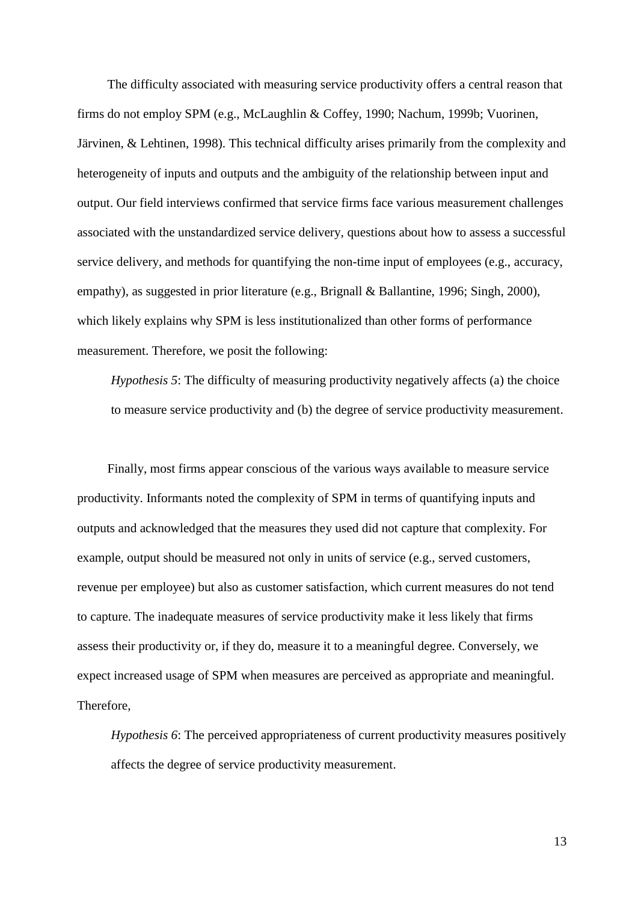The difficulty associated with measuring service productivity offers a central reason that firms do not employ SPM (e.g., McLaughlin & Coffey, 1990; Nachum, 1999b; Vuorinen, Järvinen, & Lehtinen, 1998). This technical difficulty arises primarily from the complexity and heterogeneity of inputs and outputs and the ambiguity of the relationship between input and output. Our field interviews confirmed that service firms face various measurement challenges associated with the unstandardized service delivery, questions about how to assess a successful service delivery, and methods for quantifying the non-time input of employees (e.g., accuracy, empathy), as suggested in prior literature (e.g., Brignall & Ballantine, 1996; Singh, 2000), which likely explains why SPM is less institutionalized than other forms of performance measurement. Therefore, we posit the following:

> *Hypothesis 5*: The difficulty of measuring productivity negatively affects (a) the choice to measure service productivity and (b) the degree of service productivity measurement.

Finally, most firms appear conscious of the various ways available to measure service productivity. Informants noted the complexity of SPM in terms of quantifying inputs and outputs and acknowledged that the measures they used did not capture that complexity. For example, output should be measured not only in units of service (e.g., served customers, revenue per employee) but also as customer satisfaction, which current measures do not tend to capture. The inadequate measures of service productivity make it less likely that firms assess their productivity or, if they do, measure it to a meaningful degree. Conversely, we expect increased usage of SPM when measures are perceived as appropriate and meaningful. Therefore,

> *Hypothesis 6*: The perceived appropriateness of current productivity measures positively affects the degree of service productivity measurement.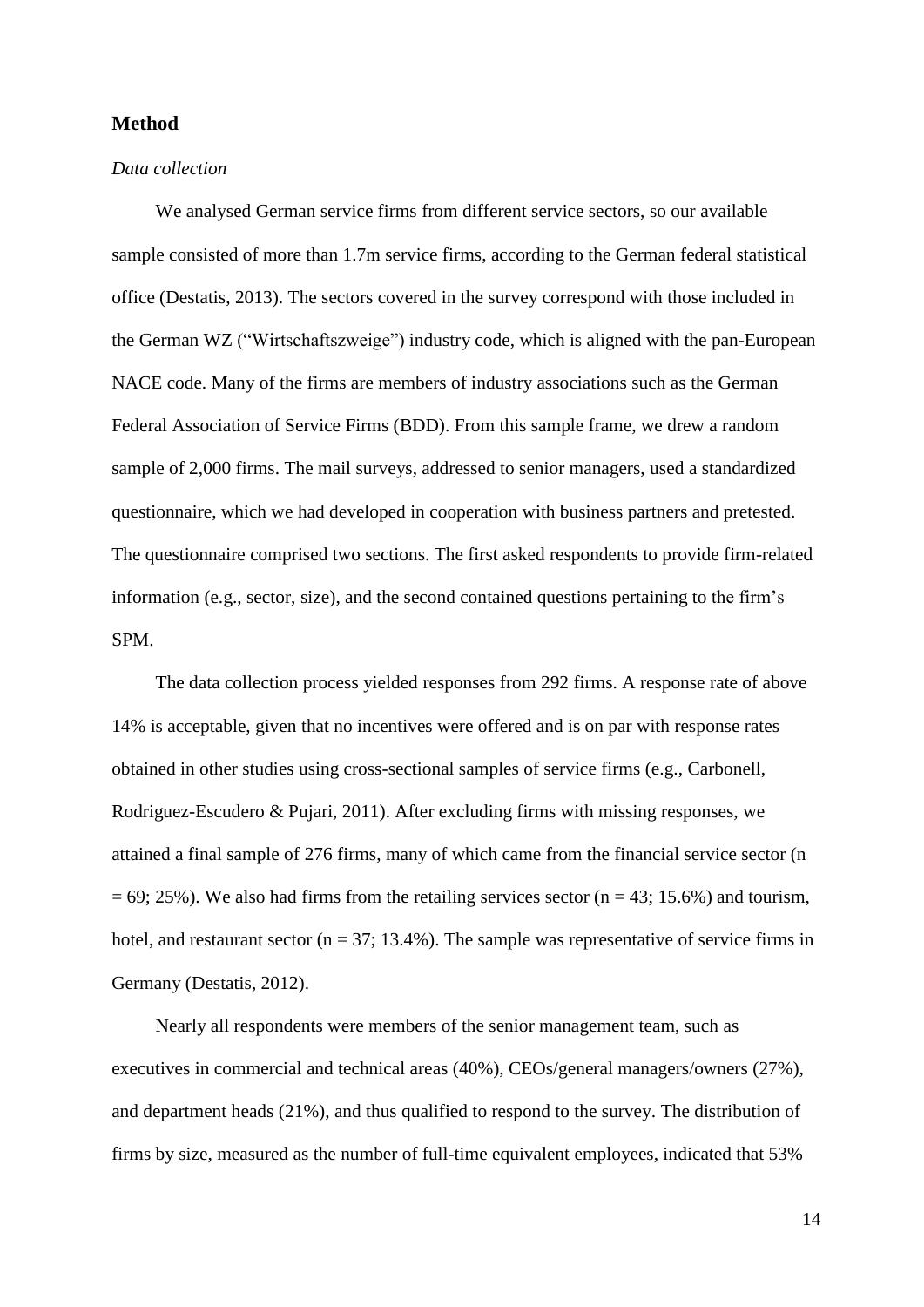## Method

### *Data collection*

We analysed German service firms from different service sectors, so our available sample consisted of more than 1.7m service firms, according to the German federal statistical office (Destatis, 2013). The sectors covered in the survey correspond with those included in the German WZ ("Wirtschaftszweige") industry code, which is aligned with the pan-European NACE code. Many of the firms are members of industry associations such as the German Federal Association of Service Firms (BDD). From this sample frame, we drew a random sample of 2,000 firms. The mail surveys, addressed to senior managers, used a standardized questionnaire, which we had developed in cooperation with business partners and pretested. The questionnaire comprised two sections. The first asked respondents to provide firm-related information (e.g., sector, size), and the second contained questions pertaining to the firm's SPM.

The data collection process yielded responses from 292 firms. A response rate of above 14% is acceptable, given that no incentives were offered and is on par with response rates obtained in other studies using cross-sectional samples of service firms (e.g., Carbonell, Rodriguez-Escudero & Pujari, 2011). After excluding firms with missing responses, we attained a final sample of 276 firms, many of which came from the financial service sector ($n = 69$; 25%). We also had firms from the retailing services sector ($n = 43$; 15.6%) and tourism, hotel, and restaurant sector ($n = 37$; 13.4%). The sample was representative of service firms in Germany (Destatis, 2012).

Nearly all respondents were members of the senior management team, such as executives in commercial and technical areas (40%), CEOs/general managers/owners (27%), and department heads (21%), and thus qualified to respond to the survey. The distribution of firms by size, measured as the number of full-time equivalent employees, indicated that 53%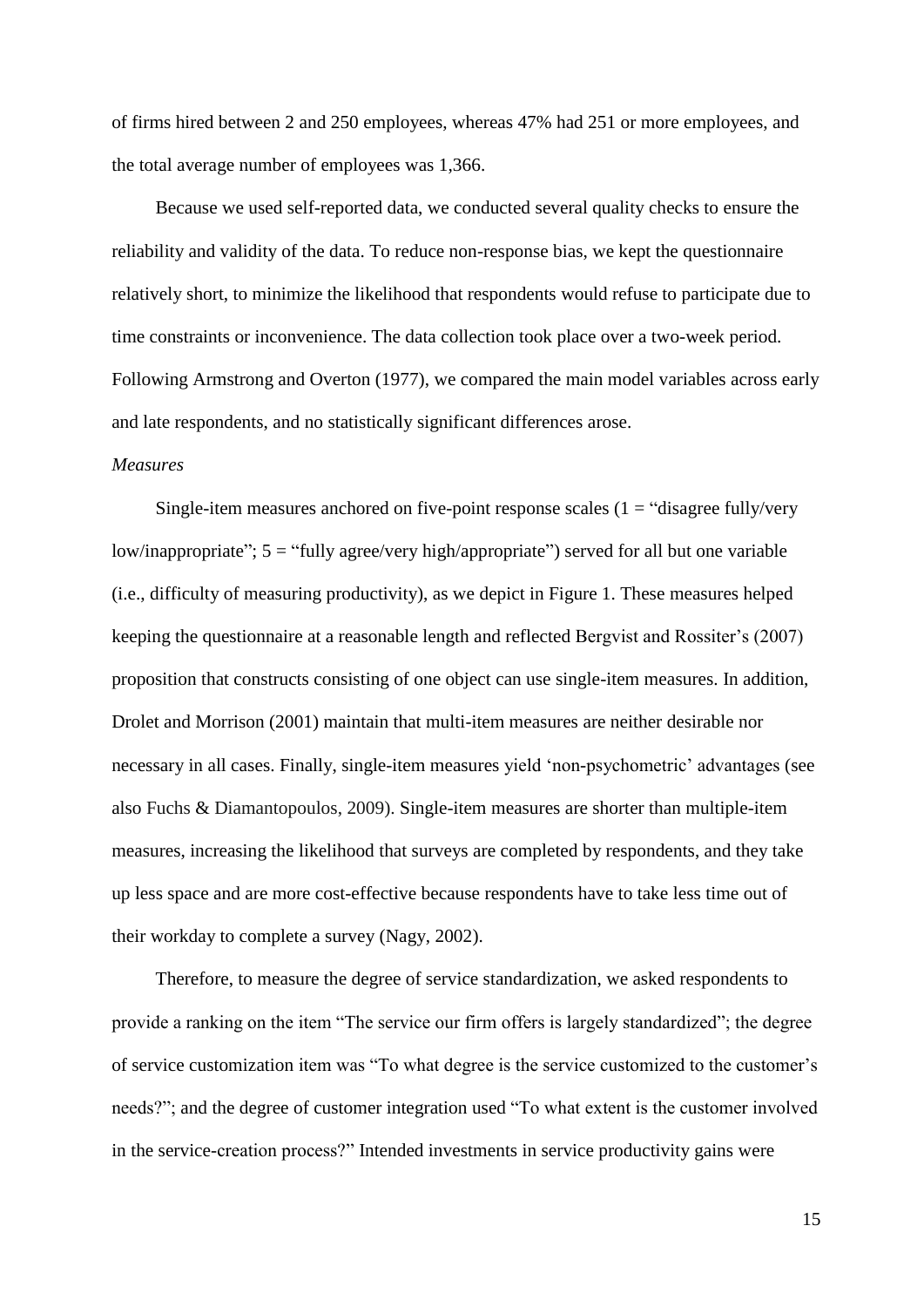of firms hired between 2 and 250 employees, whereas 47% had 251 or more employees, and the total average number of employees was 1,366.

Because we used self-reported data, we conducted several quality checks to ensure the reliability and validity of the data. To reduce non-response bias, we kept the questionnaire relatively short, to minimize the likelihood that respondents would refuse to participate due to time constraints or inconvenience. The data collection took place over a two-week period. Following Armstrong and Overton (1977), we compared the main model variables across early and late respondents, and no statistically significant differences arose.

*Measures*

Single-item measures anchored on five-point response scales (1 = "disagree fully/very low/inappropriate"; 5 = "fully agree/very high/appropriate") served for all but one variable (i.e., difficulty of measuring productivity), as we depict in Figure 1. These measures helped keeping the questionnaire at a reasonable length and reflected Bergvist and Rossiter's (2007) proposition that constructs consisting of one object can use single-item measures. In addition, Drolet and Morrison (2001) maintain that multi-item measures are neither desirable nor necessary in all cases. Finally, single-item measures yield 'non-psychometric' advantages (see also Fuchs & Diamantopoulos, 2009). Single-item measures are shorter than multiple-item measures, increasing the likelihood that surveys are completed by respondents, and they take up less space and are more cost-effective because respondents have to take less time out of their workday to complete a survey (Nagy, 2002).

Therefore, to measure the degree of service standardization, we asked respondents to provide a ranking on the item "The service our firm offers is largely standardized"; the degree of service customization item was "To what degree is the service customized to the customer's needs?"; and the degree of customer integration used "To what extent is the customer involved in the service-creation process?" Intended investments in service productivity gains were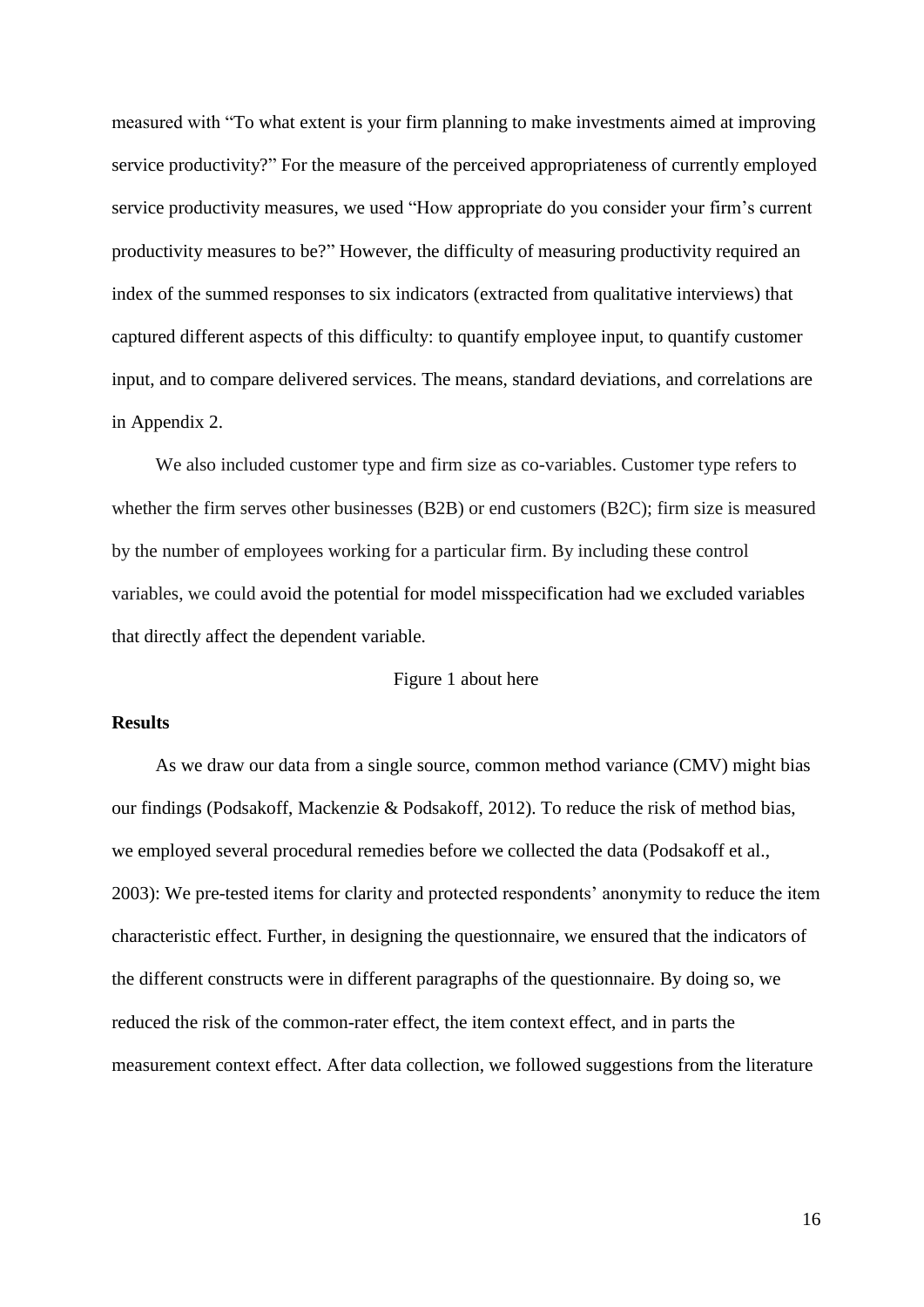measured with "To what extent is your firm planning to make investments aimed at improving service productivity?" For the measure of the perceived appropriateness of currently employed service productivity measures, we used "How appropriate do you consider your firm's current productivity measures to be?" However, the difficulty of measuring productivity required an index of the summed responses to six indicators (extracted from qualitative interviews) that captured different aspects of this difficulty: to quantify employee input, to quantify customer input, and to compare delivered services. The means, standard deviations, and correlations are in Appendix 2.

We also included customer type and firm size as co-variables. Customer type refers to whether the firm serves other businesses (B2B) or end customers (B2C); firm size is measured by the number of employees working for a particular firm. By including these control variables, we could avoid the potential for model misspecification had we excluded variables that directly affect the dependent variable.

Figure 1 about here

**Results**

As we draw our data from a single source, common method variance (CMV) might bias our findings (Podsakoff, Mackenzie & Podsakoff, 2012). To reduce the risk of method bias, we employed several procedural remedies before we collected the data (Podsakoff et al., 2003): We pre-tested items for clarity and protected respondents' anonymity to reduce the item characteristic effect. Further, in designing the questionnaire, we ensured that the indicators of the different constructs were in different paragraphs of the questionnaire. By doing so, we reduced the risk of the common-rater effect, the item context effect, and in parts the measurement context effect. After data collection, we followed suggestions from the literature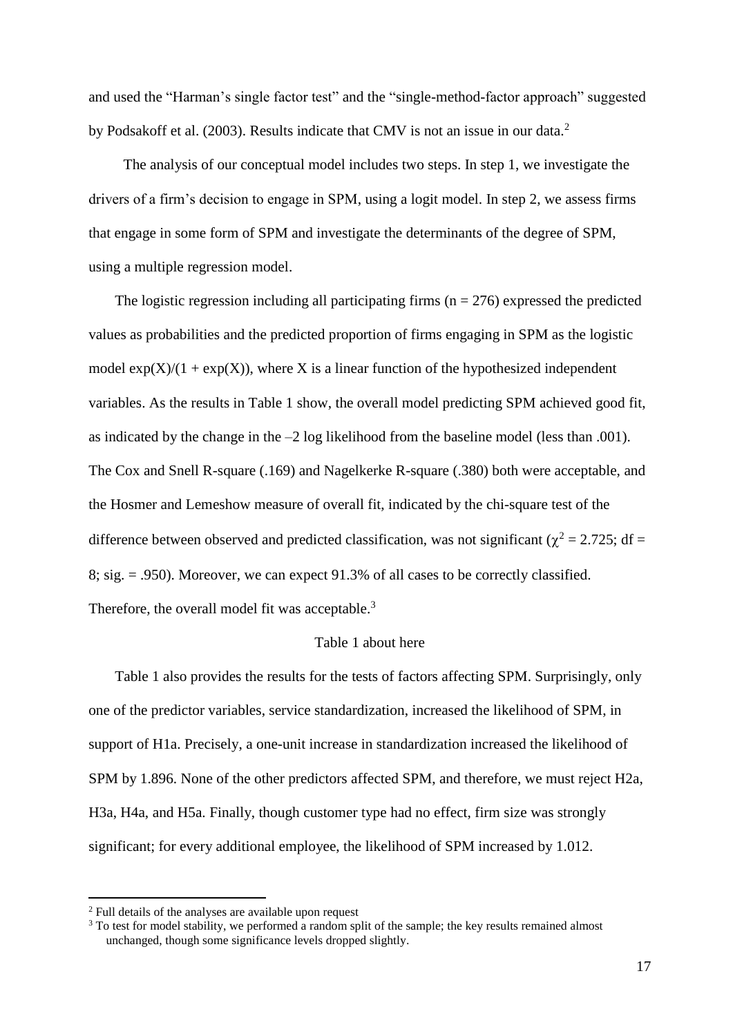and used the "Harman's single factor test" and the "single-method-factor approach" suggested by Podsakoff et al. (2003). Results indicate that CMV is not an issue in our data.[2]

The analysis of our conceptual model includes two steps. In step 1, we investigate the drivers of a firm's decision to engage in SPM, using a logit model. In step 2, we assess firms that engage in some form of SPM and investigate the determinants of the degree of SPM, using a multiple regression model.

The logistic regression including all participating firms ($n = 276$) expressed the predicted values as probabilities and the predicted proportion of firms engaging in SPM as the logistic model $\exp(X)/(1 + \exp(X))$, where X is a linear function of the hypothesized independent variables. As the results in Table 1 show, the overall model predicting SPM achieved good fit, as indicated by the change in the –2 log likelihood from the baseline model (less than .001). The Cox and Snell R-square (.169) and Nagelkerke R-square (.380) both were acceptable, and the Hosmer and Lemeshow measure of overall fit, indicated by the chi-square test of the difference between observed and predicted classification, was not significant ($\chi^2 = 2.725$; df = 8; sig. = .950). Moreover, we can expect 91.3% of all cases to be correctly classified. Therefore, the overall model fit was acceptable.[3]

Table 1 about here

Table 1 also provides the results for the tests of factors affecting SPM. Surprisingly, only one of the predictor variables, service standardization, increased the likelihood of SPM, in support of H1a. Precisely, a one-unit increase in standardization increased the likelihood of SPM by 1.896. None of the other predictors affected SPM, and therefore, we must reject H2a, H3a, H4a, and H5a. Finally, though customer type had no effect, firm size was strongly significant; for every additional employee, the likelihood of SPM increased by 1.012.

[2] Full details of the analyses are available upon request

[3] To test for model stability, we performed a random split of the sample; the key results remained almost unchanged, though some significance levels dropped slightly.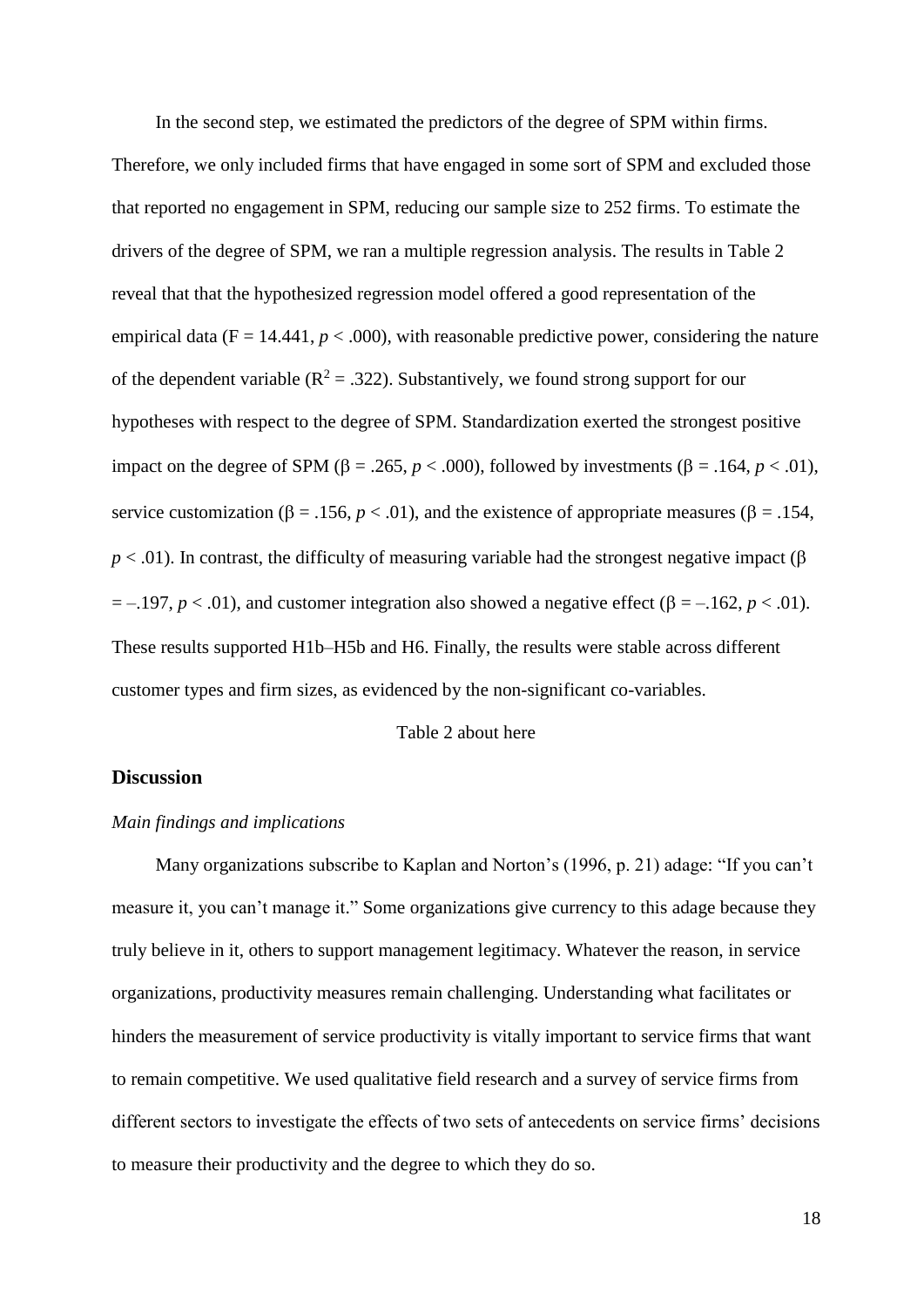In the second step, we estimated the predictors of the degree of SPM within firms. Therefore, we only included firms that have engaged in some sort of SPM and excluded those that reported no engagement in SPM, reducing our sample size to 252 firms. To estimate the drivers of the degree of SPM, we ran a multiple regression analysis. The results in Table 2 reveal that that the hypothesized regression model offered a good representation of the empirical data ($F = 14.441$, $p < .000$), with reasonable predictive power, considering the nature of the dependent variable ($R^2 = .322$). Substantively, we found strong support for our hypotheses with respect to the degree of SPM. Standardization exerted the strongest positive impact on the degree of SPM ($\beta = .265$, $p < .000$), followed by investments ($\beta = .164$, $p < .01$), service customization ($\beta = .156$, $p < .01$), and the existence of appropriate measures ($\beta = .154$, $p < .01$). In contrast, the difficulty of measuring variable had the strongest negative impact ($\beta = –.197$, $p < .01$), and customer integration also showed a negative effect ($\beta = –.162$, $p < .01$). These results supported H1b–H5b and H6. Finally, the results were stable across different customer types and firm sizes, as evidenced by the non-significant co-variables.

Table 2 about here

## Discussion

### *Main findings and implications*

Many organizations subscribe to Kaplan and Norton's (1996, p. 21) adage: "If you can't measure it, you can't manage it." Some organizations give currency to this adage because they truly believe in it, others to support management legitimacy. Whatever the reason, in service organizations, productivity measures remain challenging. Understanding what facilitates or hinders the measurement of service productivity is vitally important to service firms that want to remain competitive. We used qualitative field research and a survey of service firms from different sectors to investigate the effects of two sets of antecedents on service firms' decisions to measure their productivity and the degree to which they do so.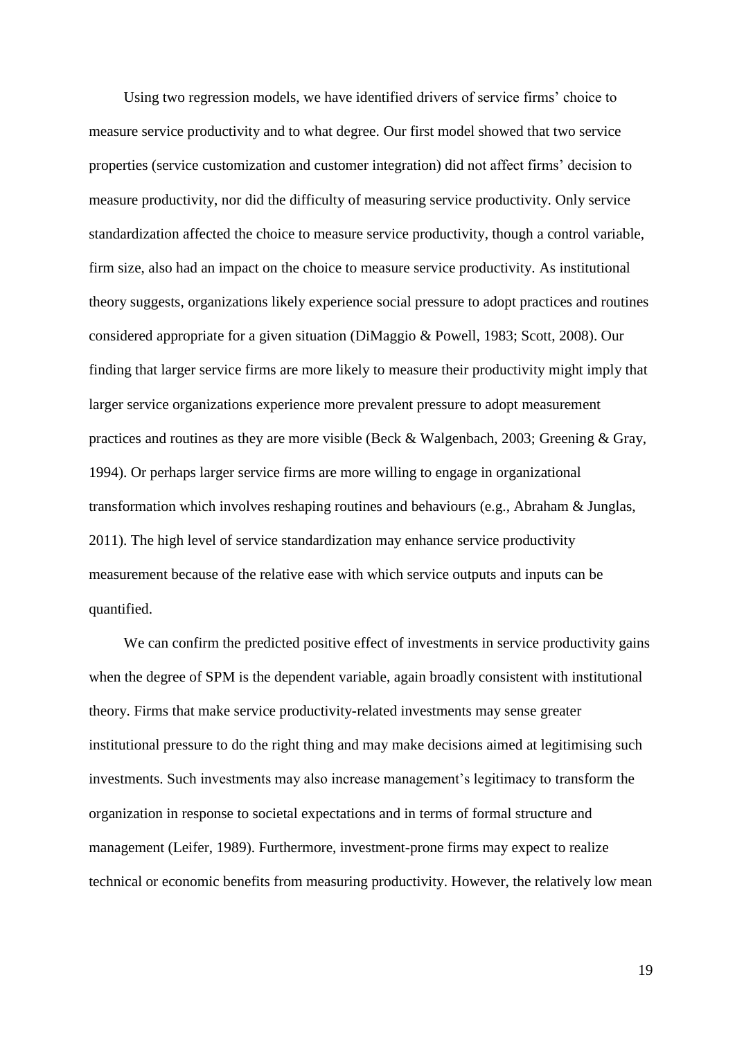Using two regression models, we have identified drivers of service firms' choice to measure service productivity and to what degree. Our first model showed that two service properties (service customization and customer integration) did not affect firms' decision to measure productivity, nor did the difficulty of measuring service productivity. Only service standardization affected the choice to measure service productivity, though a control variable, firm size, also had an impact on the choice to measure service productivity. As institutional theory suggests, organizations likely experience social pressure to adopt practices and routines considered appropriate for a given situation (DiMaggio & Powell, 1983; Scott, 2008). Our finding that larger service firms are more likely to measure their productivity might imply that larger service organizations experience more prevalent pressure to adopt measurement practices and routines as they are more visible (Beck & Walgenbach, 2003; Greening & Gray, 1994). Or perhaps larger service firms are more willing to engage in organizational transformation which involves reshaping routines and behaviours (e.g., Abraham & Junglas, 2011). The high level of service standardization may enhance service productivity measurement because of the relative ease with which service outputs and inputs can be quantified.

We can confirm the predicted positive effect of investments in service productivity gains when the degree of SPM is the dependent variable, again broadly consistent with institutional theory. Firms that make service productivity-related investments may sense greater institutional pressure to do the right thing and may make decisions aimed at legitimising such investments. Such investments may also increase management's legitimacy to transform the organization in response to societal expectations and in terms of formal structure and management (Leifer, 1989). Furthermore, investment-prone firms may expect to realize technical or economic benefits from measuring productivity. However, the relatively low mean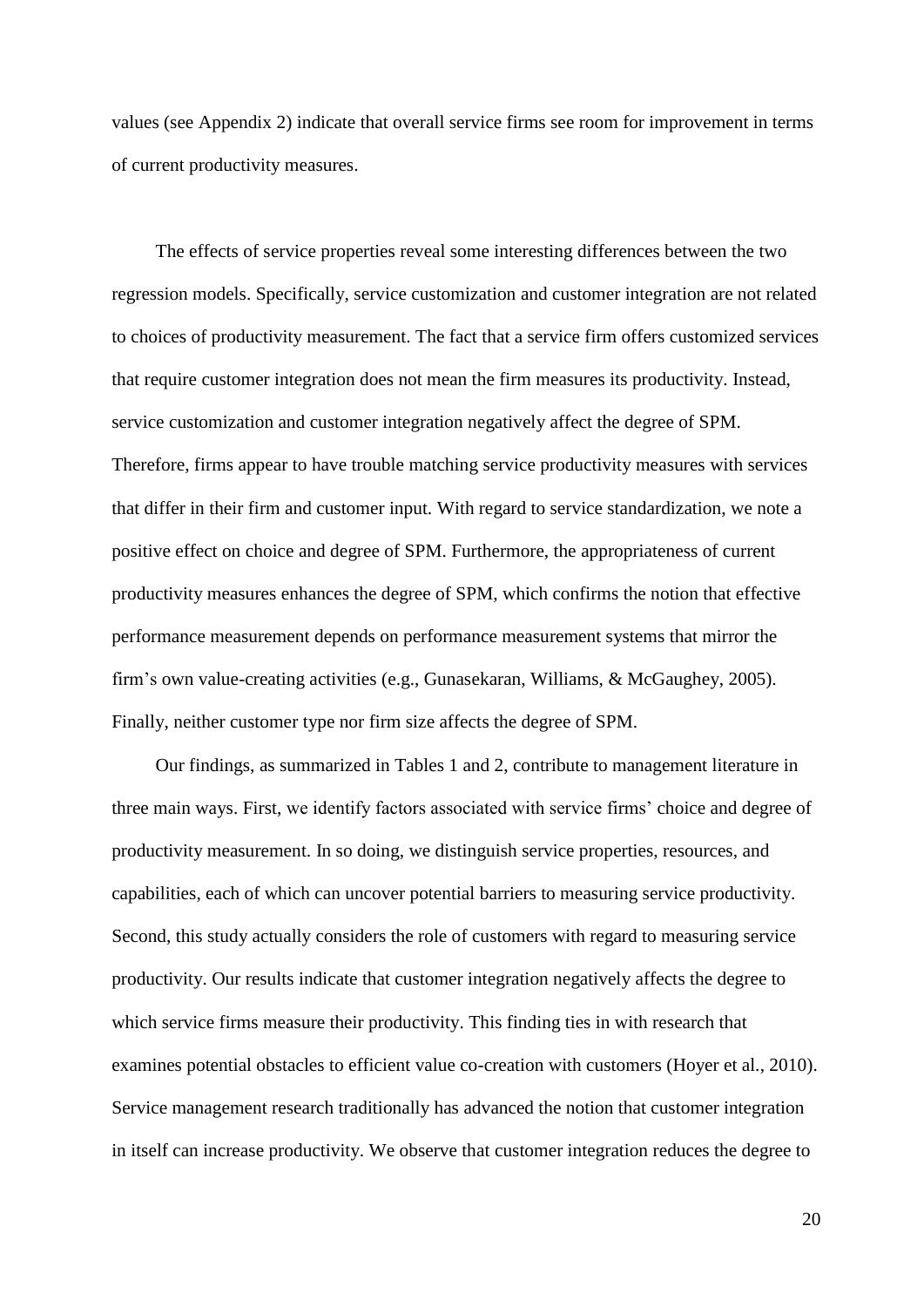values (see Appendix 2) indicate that overall service firms see room for improvement in terms of current productivity measures.

The effects of service properties reveal some interesting differences between the two regression models. Specifically, service customization and customer integration are not related to choices of productivity measurement. The fact that a service firm offers customized services that require customer integration does not mean the firm measures its productivity. Instead, service customization and customer integration negatively affect the degree of SPM. Therefore, firms appear to have trouble matching service productivity measures with services that differ in their firm and customer input. With regard to service standardization, we note a positive effect on choice and degree of SPM. Furthermore, the appropriateness of current productivity measures enhances the degree of SPM, which confirms the notion that effective performance measurement depends on performance measurement systems that mirror the firm's own value-creating activities (e.g., Gunasekaran, Williams, & McGaughey, 2005). Finally, neither customer type nor firm size affects the degree of SPM.

Our findings, as summarized in Tables 1 and 2, contribute to management literature in three main ways. First, we identify factors associated with service firms' choice and degree of productivity measurement. In so doing, we distinguish service properties, resources, and capabilities, each of which can uncover potential barriers to measuring service productivity. Second, this study actually considers the role of customers with regard to measuring service productivity. Our results indicate that customer integration negatively affects the degree to which service firms measure their productivity. This finding ties in with research that examines potential obstacles to efficient value co-creation with customers (Hoyer et al., 2010). Service management research traditionally has advanced the notion that customer integration in itself can increase productivity. We observe that customer integration reduces the degree to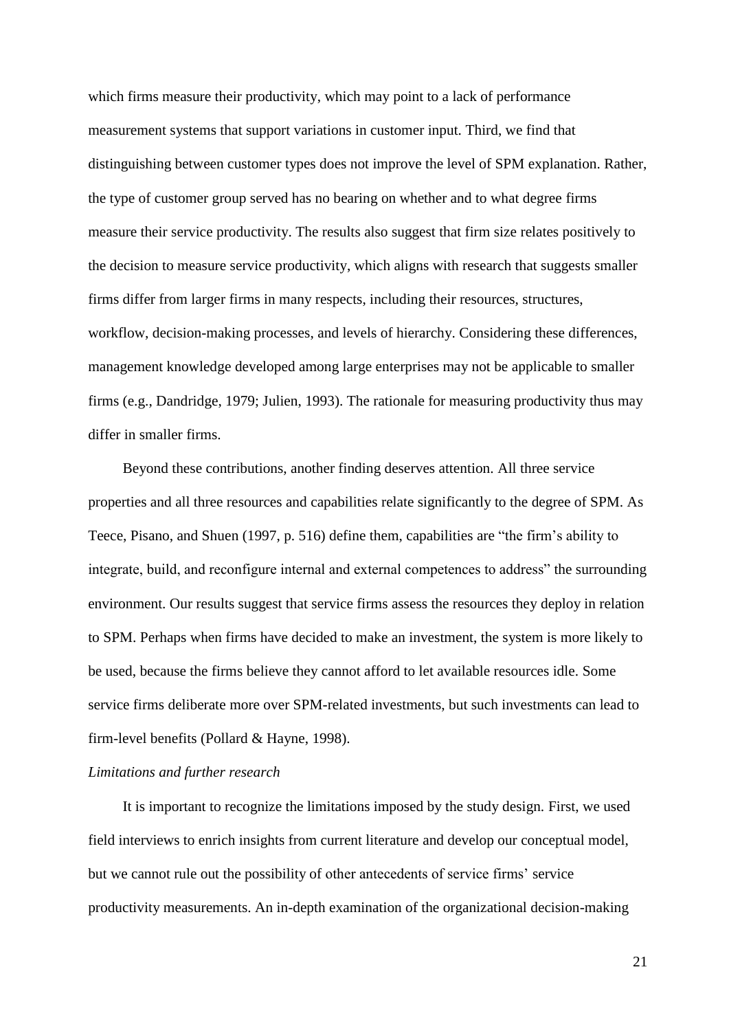which firms measure their productivity, which may point to a lack of performance measurement systems that support variations in customer input. Third, we find that distinguishing between customer types does not improve the level of SPM explanation. Rather, the type of customer group served has no bearing on whether and to what degree firms measure their service productivity. The results also suggest that firm size relates positively to the decision to measure service productivity, which aligns with research that suggests smaller firms differ from larger firms in many respects, including their resources, structures, workflow, decision-making processes, and levels of hierarchy. Considering these differences, management knowledge developed among large enterprises may not be applicable to smaller firms (e.g., Dandridge, 1979; Julien, 1993). The rationale for measuring productivity thus may differ in smaller firms.

Beyond these contributions, another finding deserves attention. All three service properties and all three resources and capabilities relate significantly to the degree of SPM. As Teece, Pisano, and Shuen (1997, p. 516) define them, capabilities are "the firm's ability to integrate, build, and reconfigure internal and external competences to address" the surrounding environment. Our results suggest that service firms assess the resources they deploy in relation to SPM. Perhaps when firms have decided to make an investment, the system is more likely to be used, because the firms believe they cannot afford to let available resources idle. Some service firms deliberate more over SPM-related investments, but such investments can lead to firm-level benefits (Pollard & Hayne, 1998).

*Limitations and further research*

It is important to recognize the limitations imposed by the study design. First, we used field interviews to enrich insights from current literature and develop our conceptual model, but we cannot rule out the possibility of other antecedents of service firms' service productivity measurements. An in-depth examination of the organizational decision-making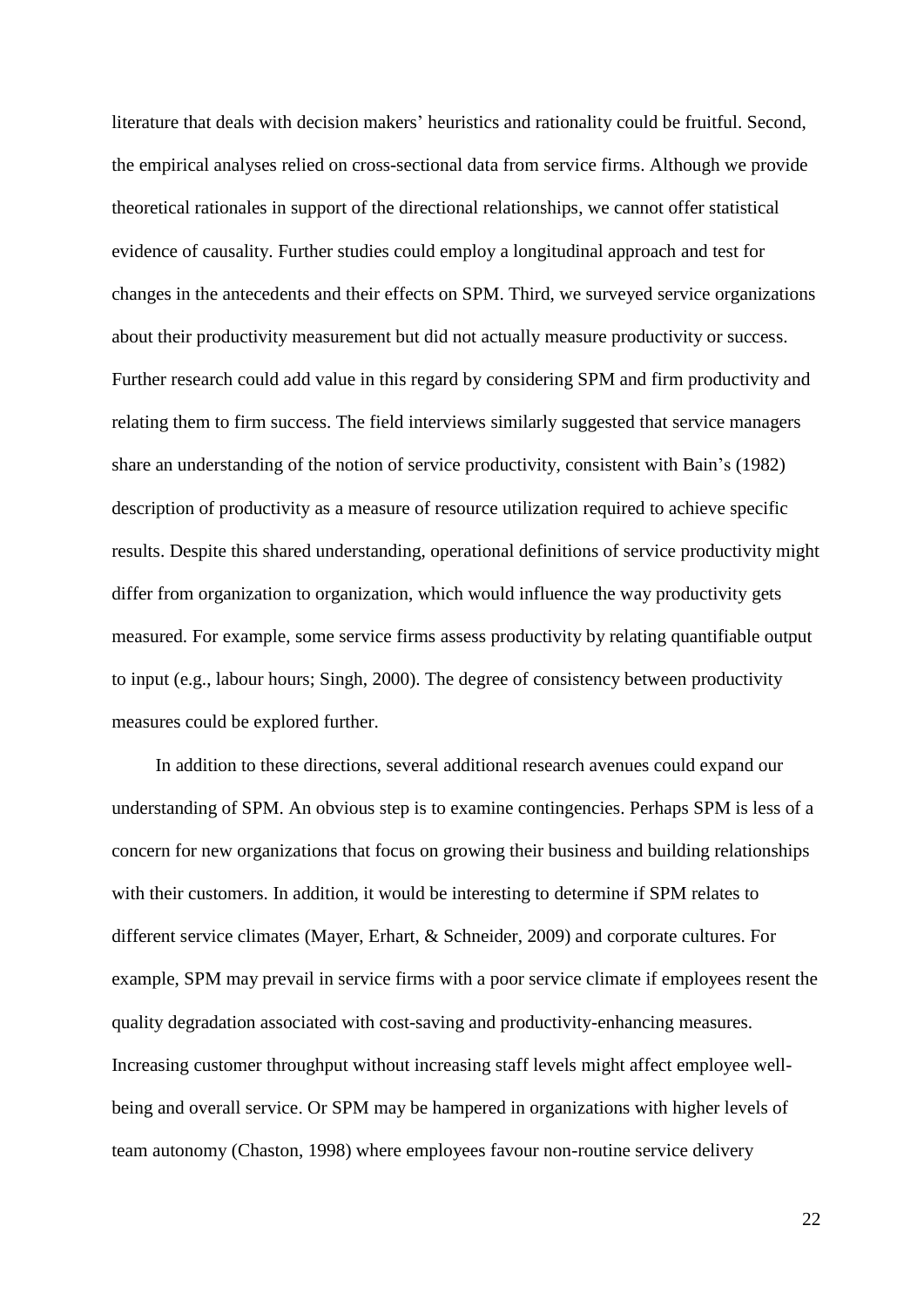literature that deals with decision makers' heuristics and rationality could be fruitful. Second, the empirical analyses relied on cross-sectional data from service firms. Although we provide theoretical rationales in support of the directional relationships, we cannot offer statistical evidence of causality. Further studies could employ a longitudinal approach and test for changes in the antecedents and their effects on SPM. Third, we surveyed service organizations about their productivity measurement but did not actually measure productivity or success. Further research could add value in this regard by considering SPM and firm productivity and relating them to firm success. The field interviews similarly suggested that service managers share an understanding of the notion of service productivity, consistent with Bain's (1982) description of productivity as a measure of resource utilization required to achieve specific results. Despite this shared understanding, operational definitions of service productivity might differ from organization to organization, which would influence the way productivity gets measured. For example, some service firms assess productivity by relating quantifiable output to input (e.g., labour hours; Singh, 2000). The degree of consistency between productivity measures could be explored further.

In addition to these directions, several additional research avenues could expand our understanding of SPM. An obvious step is to examine contingencies. Perhaps SPM is less of a concern for new organizations that focus on growing their business and building relationships with their customers. In addition, it would be interesting to determine if SPM relates to different service climates (Mayer, Erhart, & Schneider, 2009) and corporate cultures. For example, SPM may prevail in service firms with a poor service climate if employees resent the quality degradation associated with cost-saving and productivity-enhancing measures. Increasing customer throughput without increasing staff levels might affect employee well-being and overall service. Or SPM may be hampered in organizations with higher levels of team autonomy (Chaston, 1998) where employees favour non-routine service delivery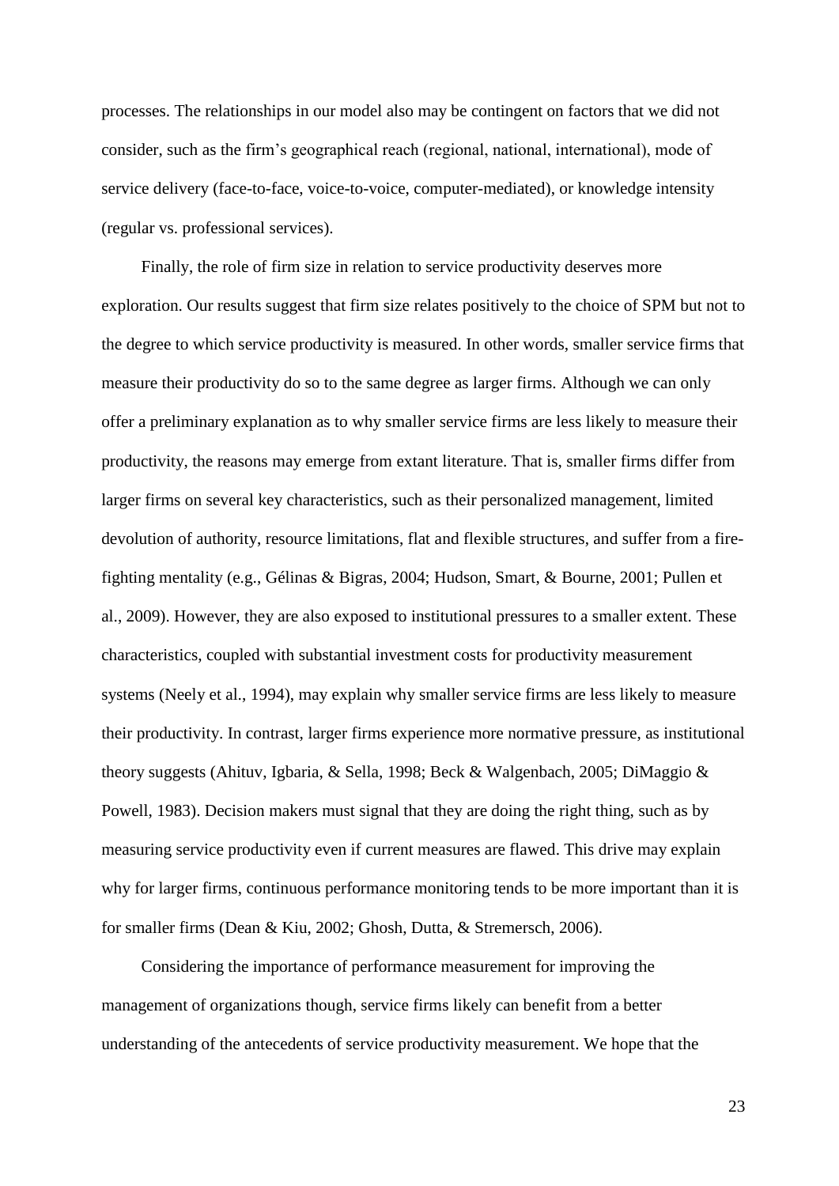processes. The relationships in our model also may be contingent on factors that we did not consider, such as the firm's geographical reach (regional, national, international), mode of service delivery (face-to-face, voice-to-voice, computer-mediated), or knowledge intensity (regular vs. professional services).

Finally, the role of firm size in relation to service productivity deserves more exploration. Our results suggest that firm size relates positively to the choice of SPM but not to the degree to which service productivity is measured. In other words, smaller service firms that measure their productivity do so to the same degree as larger firms. Although we can only offer a preliminary explanation as to why smaller service firms are less likely to measure their productivity, the reasons may emerge from extant literature. That is, smaller firms differ from larger firms on several key characteristics, such as their personalized management, limited devolution of authority, resource limitations, flat and flexible structures, and suffer from a fire-fighting mentality (e.g., Gélinas & Bigras, 2004; Hudson, Smart, & Bourne, 2001; Pullen et al., 2009). However, they are also exposed to institutional pressures to a smaller extent. These characteristics, coupled with substantial investment costs for productivity measurement systems (Neely et al., 1994), may explain why smaller service firms are less likely to measure their productivity. In contrast, larger firms experience more normative pressure, as institutional theory suggests (Ahituv, Igbaria, & Sella, 1998; Beck & Walgenbach, 2005; DiMaggio & Powell, 1983). Decision makers must signal that they are doing the right thing, such as by measuring service productivity even if current measures are flawed. This drive may explain why for larger firms, continuous performance monitoring tends to be more important than it is for smaller firms (Dean & Kiu, 2002; Ghosh, Dutta, & Stremersch, 2006).

Considering the importance of performance measurement for improving the management of organizations though, service firms likely can benefit from a better understanding of the antecedents of service productivity measurement. We hope that the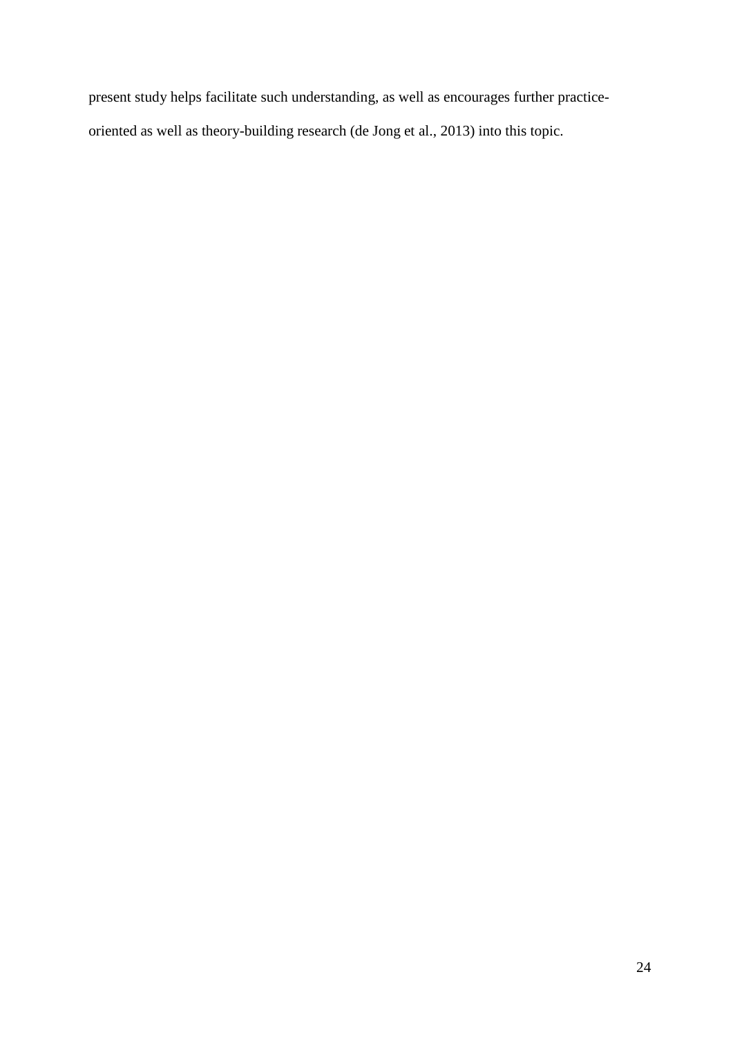present study helps facilitate such understanding, as well as encourages further practice-oriented as well as theory-building research (de Jong et al., 2013) into this topic.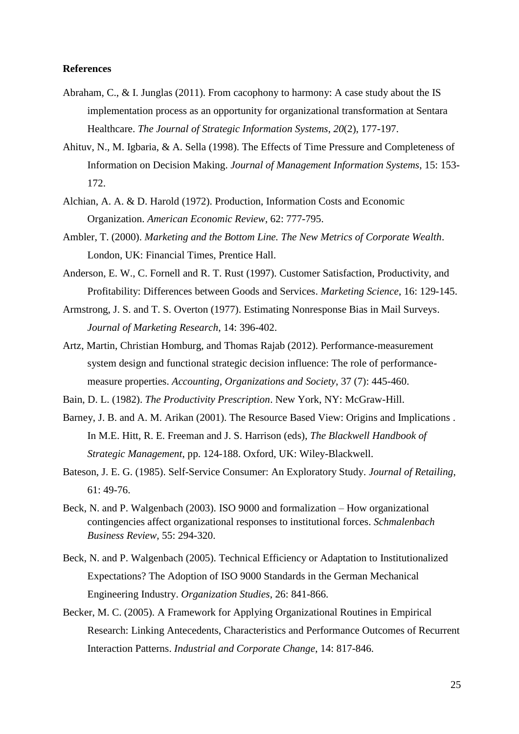**References**

Abraham, C., & I. Junglas (2011). From cacophony to harmony: A case study about the IS implementation process as an opportunity for organizational transformation at Sentara Healthcare. *The Journal of Strategic Information Systems*, *20*(2), 177-197.

Ahituv, N., M. Igbaria, & A. Sella (1998). The Effects of Time Pressure and Completeness of Information on Decision Making. *Journal of Management Information Systems*, 15: 153-172.

Alchian, A. A. & D. Harold (1972). Production, Information Costs and Economic Organization. *American Economic Review*, 62: 777-795.

Ambler, T. (2000). *Marketing and the Bottom Line. The New Metrics of Corporate Wealth*. London, UK: Financial Times, Prentice Hall.

Anderson, E. W., C. Fornell and R. T. Rust (1997). Customer Satisfaction, Productivity, and Profitability: Differences between Goods and Services. *Marketing Science*, 16: 129-145.

Armstrong, J. S. and T. S. Overton (1977). Estimating Nonresponse Bias in Mail Surveys. *Journal of Marketing Research*, 14: 396-402.

Artz, Martin, Christian Homburg, and Thomas Rajab (2012). Performance-measurement system design and functional strategic decision influence: The role of performance-measure properties. *Accounting, Organizations and Society*, 37 (7): 445-460.

Bain, D. L. (1982). *The Productivity Prescription*. New York, NY: McGraw-Hill.

Barney, J. B. and A. M. Arikan (2001). The Resource Based View: Origins and Implications . In M.E. Hitt, R. E. Freeman and J. S. Harrison (eds), *The Blackwell Handbook of Strategic Management*, pp. 124-188. Oxford, UK: Wiley-Blackwell.

Bateson, J. E. G. (1985). Self-Service Consumer: An Exploratory Study. *Journal of Retailing*, 61: 49-76.

Beck, N. and P. Walgenbach (2003). ISO 9000 and formalization – How organizational contingencies affect organizational responses to institutional forces. *Schmalenbach Business Review*, 55: 294-320.

Beck, N. and P. Walgenbach (2005). Technical Efficiency or Adaptation to Institutionalized Expectations? The Adoption of ISO 9000 Standards in the German Mechanical Engineering Industry. *Organization Studies*, 26: 841-866.

Becker, M. C. (2005). A Framework for Applying Organizational Routines in Empirical Research: Linking Antecedents, Characteristics and Performance Outcomes of Recurrent Interaction Patterns. *Industrial and Corporate Change*, 14: 817-846.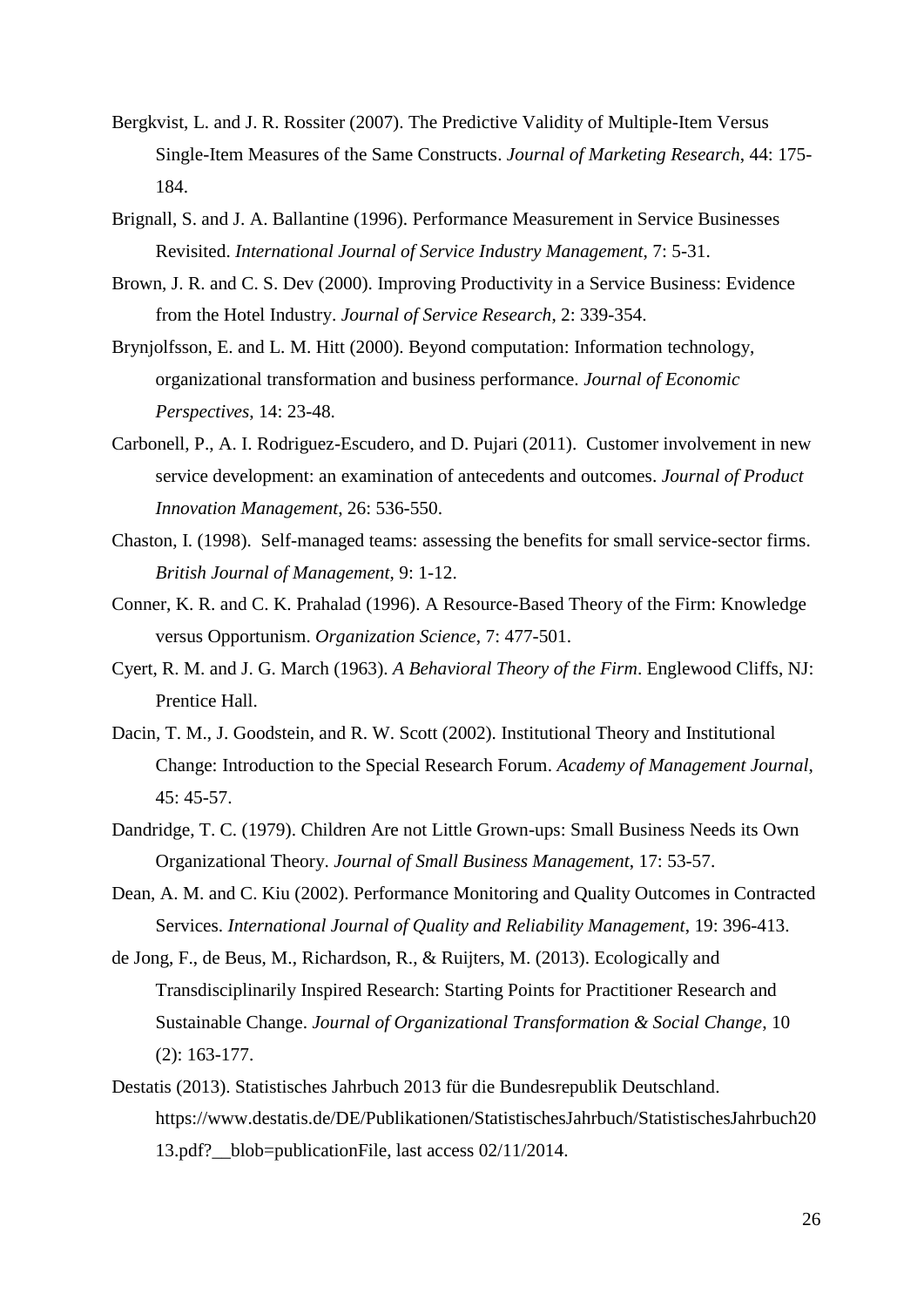Bergkvist, L. and J. R. Rossiter (2007). The Predictive Validity of Multiple-Item Versus Single-Item Measures of the Same Constructs. *Journal of Marketing Research*, 44: 175-184.

Brignall, S. and J. A. Ballantine (1996). Performance Measurement in Service Businesses Revisited. *International Journal of Service Industry Management*, 7: 5-31.

Brown, J. R. and C. S. Dev (2000). Improving Productivity in a Service Business: Evidence from the Hotel Industry. *Journal of Service Research*, 2: 339-354.

Brynjolfsson, E. and L. M. Hitt (2000). Beyond computation: Information technology, organizational transformation and business performance. *Journal of Economic Perspectives*, 14: 23-48.

Carbonell, P., A. I. Rodriguez-Escudero, and D. Pujari (2011). Customer involvement in new service development: an examination of antecedents and outcomes. *Journal of Product Innovation Management*, 26: 536-550.

Chaston, I. (1998). Self-managed teams: assessing the benefits for small service-sector firms. *British Journal of Management*, 9: 1-12.

Conner, K. R. and C. K. Prahalad (1996). A Resource-Based Theory of the Firm: Knowledge versus Opportunism. *Organization Science*, 7: 477-501.

Cyert, R. M. and J. G. March (1963). *A Behavioral Theory of the Firm*. Englewood Cliffs, NJ: Prentice Hall.

Dacin, T. M., J. Goodstein, and R. W. Scott (2002). Institutional Theory and Institutional Change: Introduction to the Special Research Forum. *Academy of Management Journal*, 45: 45-57.

Dandridge, T. C. (1979). Children Are not Little Grown-ups: Small Business Needs its Own Organizational Theory. *Journal of Small Business Management*, 17: 53-57.

Dean, A. M. and C. Kiu (2002). Performance Monitoring and Quality Outcomes in Contracted Services. *International Journal of Quality and Reliability Management*, 19: 396-413.

de Jong, F., de Beus, M., Richardson, R., & Ruijters, M. (2013). Ecologically and Transdisciplinarily Inspired Research: Starting Points for Practitioner Research and Sustainable Change. *Journal of Organizational Transformation & Social Change*, 10 (2): 163-177.

Destatis (2013). Statistisches Jahrbuch 2013 für die Bundesrepublik Deutschland. https://www.destatis.de/DE/Publikationen/StatistischesJahrbuch/StatistischesJahrbuch2013.pdf?__blob=publicationFile, last access 02/11/2014.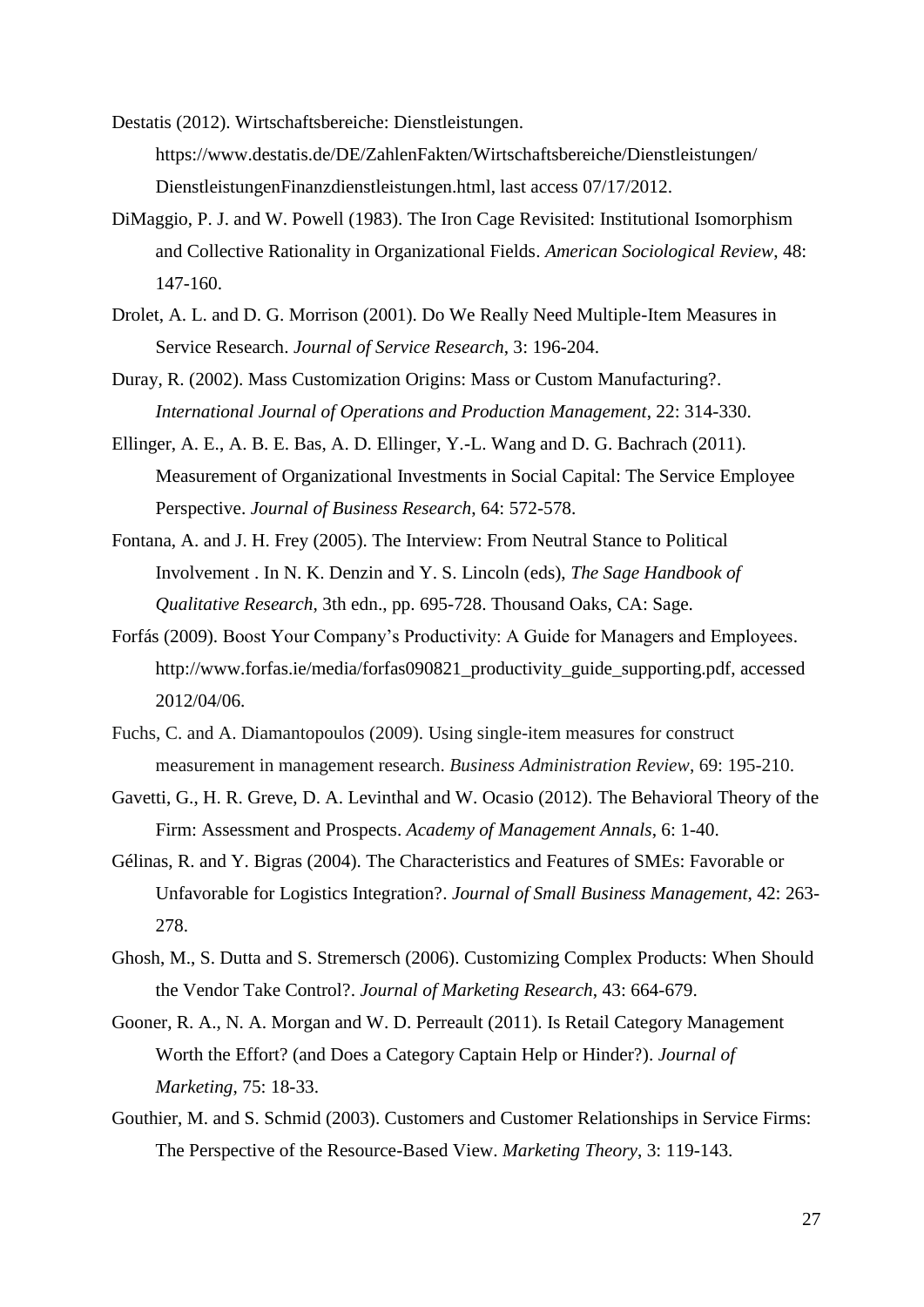Destatis (2012). Wirtschaftsbereiche: Dienstleistungen. https://www.destatis.de/DE/ZahlenFakten/Wirtschaftsbereiche/Dienstleistungen/DienstleistungenFinanzdienstleistungen.html, last access 07/17/2012.

DiMaggio, P. J. and W. Powell (1983). The Iron Cage Revisited: Institutional Isomorphism and Collective Rationality in Organizational Fields. *American Sociological Review*, 48: 147-160.

Drolet, A. L. and D. G. Morrison (2001). Do We Really Need Multiple-Item Measures in Service Research. *Journal of Service Research*, 3: 196-204.

Duray, R. (2002). Mass Customization Origins: Mass or Custom Manufacturing?. *International Journal of Operations and Production Management*, 22: 314-330.

Ellinger, A. E., A. B. E. Bas, A. D. Ellinger, Y.-L. Wang and D. G. Bachrach (2011). Measurement of Organizational Investments in Social Capital: The Service Employee Perspective. *Journal of Business Research*, 64: 572-578.

Fontana, A. and J. H. Frey (2005). The Interview: From Neutral Stance to Political Involvement . In N. K. Denzin and Y. S. Lincoln (eds), *The Sage Handbook of Qualitative Research*, 3th edn., pp. 695-728. Thousand Oaks, CA: Sage.

Forfás (2009). Boost Your Company's Productivity: A Guide for Managers and Employees. http://www.forfas.ie/media/forfas090821_productivity_guide_supporting.pdf, accessed 2012/04/06.

Fuchs, C. and A. Diamantopoulos (2009). Using single-item measures for construct measurement in management research. *Business Administration Review*, 69: 195-210.

Gavetti, G., H. R. Greve, D. A. Levinthal and W. Ocasio (2012). The Behavioral Theory of the Firm: Assessment and Prospects. *Academy of Management Annals*, 6: 1-40.

Gélinas, R. and Y. Bigras (2004). The Characteristics and Features of SMEs: Favorable or Unfavorable for Logistics Integration?. *Journal of Small Business Management*, 42: 263-278.

Ghosh, M., S. Dutta and S. Stremersch (2006). Customizing Complex Products: When Should the Vendor Take Control?. *Journal of Marketing Research*, 43: 664-679.

Gooner, R. A., N. A. Morgan and W. D. Perreault (2011). Is Retail Category Management Worth the Effort? (and Does a Category Captain Help or Hinder?). *Journal of Marketing*, 75: 18-33.

Gouthier, M. and S. Schmid (2003). Customers and Customer Relationships in Service Firms: The Perspective of the Resource-Based View. *Marketing Theory*, 3: 119-143.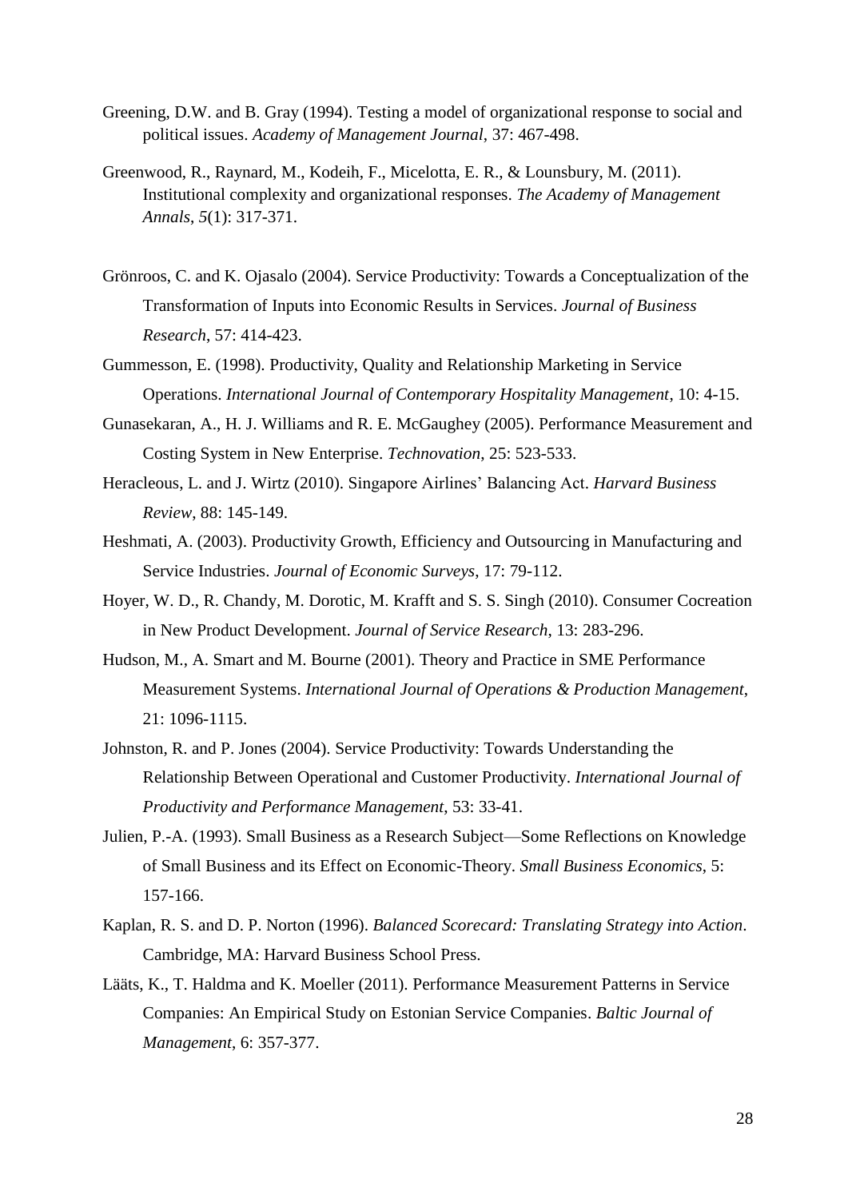Greening, D.W. and B. Gray (1994). Testing a model of organizational response to social and political issues. *Academy of Management Journal*, 37: 467-498.

Greenwood, R., Raynard, M., Kodeih, F., Micelotta, E. R., & Lounsbury, M. (2011). Institutional complexity and organizational responses. *The Academy of Management Annals*, *5*(1): 317-371.

Grönroos, C. and K. Ojasalo (2004). Service Productivity: Towards a Conceptualization of the Transformation of Inputs into Economic Results in Services. *Journal of Business Research*, 57: 414-423.

Gummesson, E. (1998). Productivity, Quality and Relationship Marketing in Service Operations. *International Journal of Contemporary Hospitality Management*, 10: 4-15.

Gunasekaran, A., H. J. Williams and R. E. McGaughey (2005). Performance Measurement and Costing System in New Enterprise. *Technovation*, 25: 523-533.

Heracleous, L. and J. Wirtz (2010). Singapore Airlines' Balancing Act. *Harvard Business Review*, 88: 145-149.

Heshmati, A. (2003). Productivity Growth, Efficiency and Outsourcing in Manufacturing and Service Industries. *Journal of Economic Surveys*, 17: 79-112.

Hoyer, W. D., R. Chandy, M. Dorotic, M. Krafft and S. S. Singh (2010). Consumer Cocreation in New Product Development. *Journal of Service Research*, 13: 283-296.

Hudson, M., A. Smart and M. Bourne (2001). Theory and Practice in SME Performance Measurement Systems. *International Journal of Operations & Production Management*, 21: 1096-1115.

Johnston, R. and P. Jones (2004). Service Productivity: Towards Understanding the Relationship Between Operational and Customer Productivity. *International Journal of Productivity and Performance Management*, 53: 33-41.

Julien, P.-A. (1993). Small Business as a Research Subject—Some Reflections on Knowledge of Small Business and its Effect on Economic-Theory. *Small Business Economics*, 5: 157-166.

Kaplan, R. S. and D. P. Norton (1996). *Balanced Scorecard: Translating Strategy into Action*. Cambridge, MA: Harvard Business School Press.

Lääts, K., T. Haldma and K. Moeller (2011). Performance Measurement Patterns in Service Companies: An Empirical Study on Estonian Service Companies. *Baltic Journal of Management*, 6: 357-377.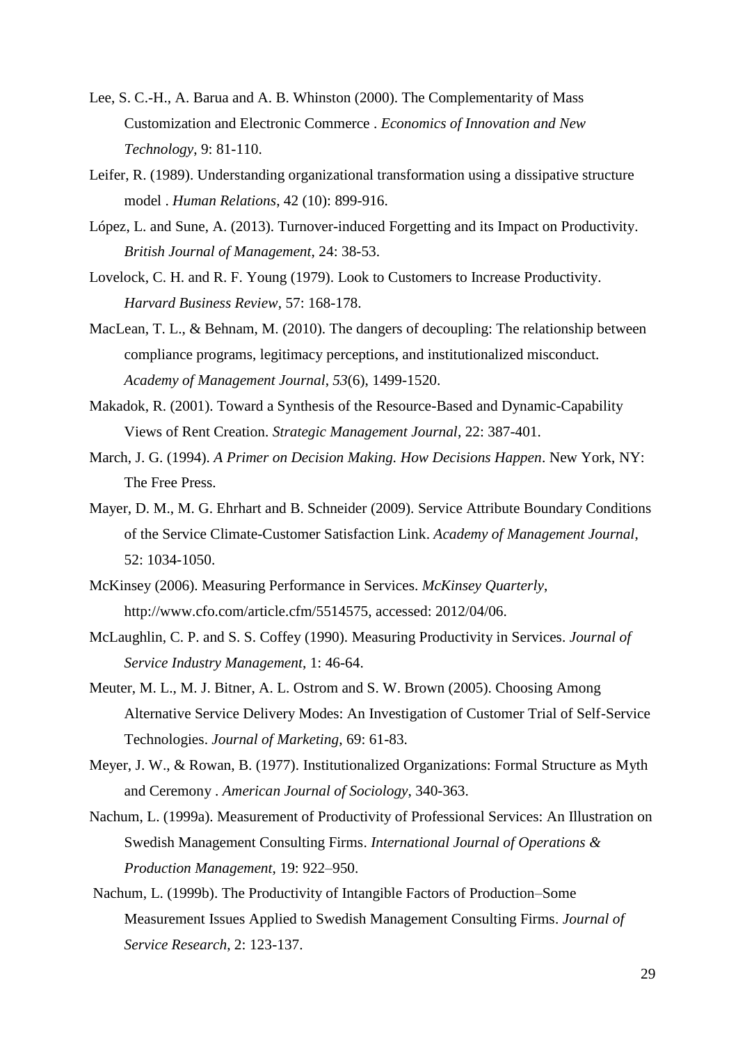Lee, S. C.-H., A. Barua and A. B. Whinston (2000). The Complementarity of Mass Customization and Electronic Commerce . *Economics of Innovation and New Technology*, 9: 81-110.

Leifer, R. (1989). Understanding organizational transformation using a dissipative structure model . *Human Relations*, 42 (10): 899-916.

López, L. and Sune, A. (2013). Turnover-induced Forgetting and its Impact on Productivity. *British Journal of Management*, 24: 38-53.

Lovelock, C. H. and R. F. Young (1979). Look to Customers to Increase Productivity. *Harvard Business Review*, 57: 168-178.

MacLean, T. L., & Behnam, M. (2010). The dangers of decoupling: The relationship between compliance programs, legitimacy perceptions, and institutionalized misconduct. *Academy of Management Journal*, *53*(6), 1499-1520.

Makadok, R. (2001). Toward a Synthesis of the Resource-Based and Dynamic-Capability Views of Rent Creation. *Strategic Management Journal*, 22: 387-401.

March, J. G. (1994). *A Primer on Decision Making. How Decisions Happen*. New York, NY: The Free Press.

Mayer, D. M., M. G. Ehrhart and B. Schneider (2009). Service Attribute Boundary Conditions of the Service Climate-Customer Satisfaction Link. *Academy of Management Journal*, 52: 1034-1050.

McKinsey (2006). Measuring Performance in Services. *McKinsey Quarterly*, http://www.cfo.com/article.cfm/5514575, accessed: 2012/04/06.

McLaughlin, C. P. and S. S. Coffey (1990). Measuring Productivity in Services. *Journal of Service Industry Management*, 1: 46-64.

Meuter, M. L., M. J. Bitner, A. L. Ostrom and S. W. Brown (2005). Choosing Among Alternative Service Delivery Modes: An Investigation of Customer Trial of Self-Service Technologies. *Journal of Marketing*, 69: 61-83.

Meyer, J. W., & Rowan, B. (1977). Institutionalized Organizations: Formal Structure as Myth and Ceremony . *American Journal of Sociology*, 340-363.

Nachum, L. (1999a). Measurement of Productivity of Professional Services: An Illustration on Swedish Management Consulting Firms. *International Journal of Operations & Production Management*, 19: 922–950.

Nachum, L. (1999b). The Productivity of Intangible Factors of Production–Some Measurement Issues Applied to Swedish Management Consulting Firms. *Journal of Service Research*, 2: 123-137.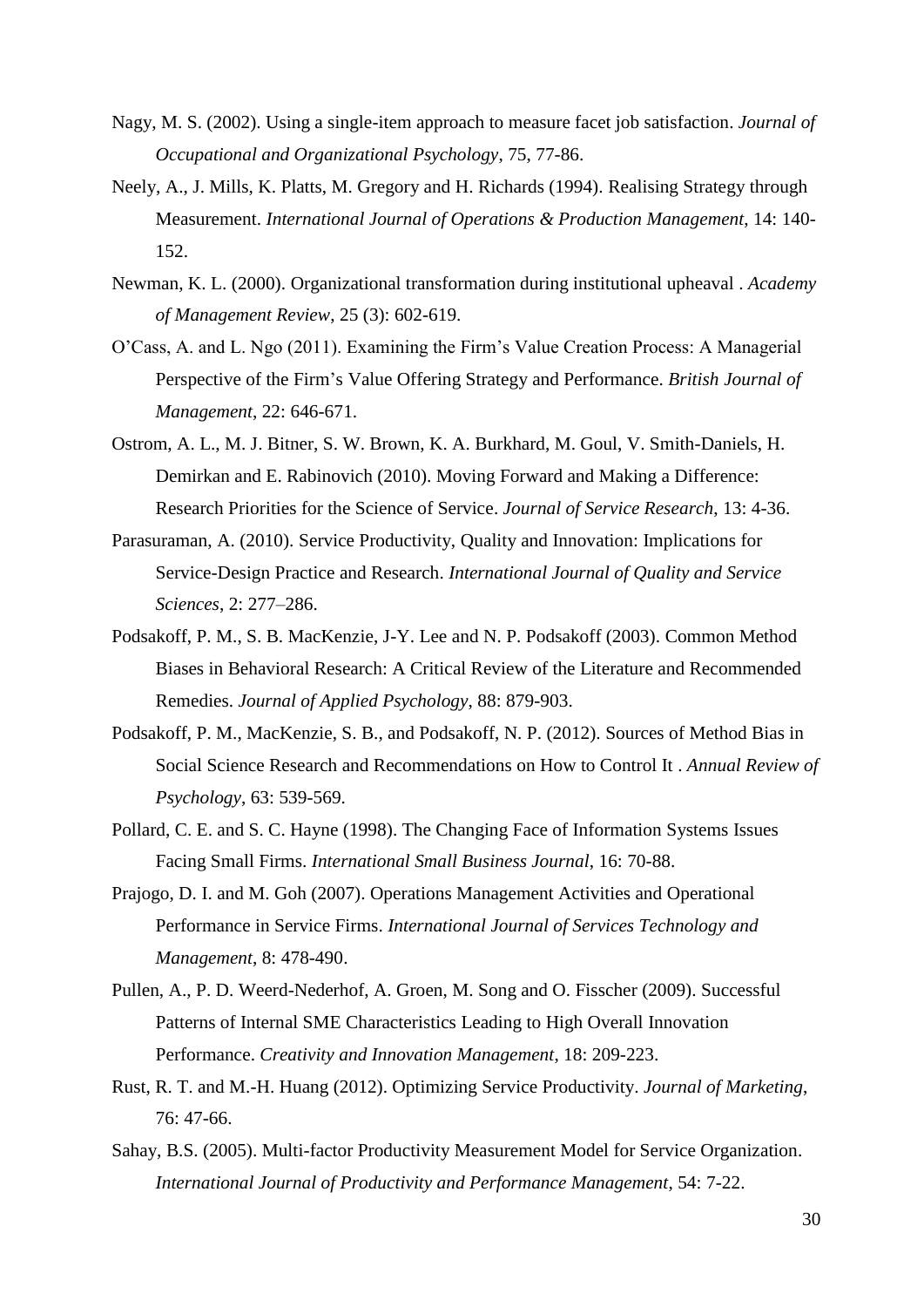Nagy, M. S. (2002). Using a single-item approach to measure facet job satisfaction. *Journal of Occupational and Organizational Psychology*, 75, 77-86.

Neely, A., J. Mills, K. Platts, M. Gregory and H. Richards (1994). Realising Strategy through Measurement. *International Journal of Operations & Production Management*, 14: 140-152.

Newman, K. L. (2000). Organizational transformation during institutional upheaval . *Academy of Management Review*, 25 (3): 602-619.

O'Cass, A. and L. Ngo (2011). Examining the Firm's Value Creation Process: A Managerial Perspective of the Firm's Value Offering Strategy and Performance. *British Journal of Management*, 22: 646-671.

Ostrom, A. L., M. J. Bitner, S. W. Brown, K. A. Burkhard, M. Goul, V. Smith-Daniels, H. Demirkan and E. Rabinovich (2010). Moving Forward and Making a Difference: Research Priorities for the Science of Service. *Journal of Service Research*, 13: 4-36.

Parasuraman, A. (2010). Service Productivity, Quality and Innovation: Implications for Service-Design Practice and Research. *International Journal of Quality and Service Sciences*, 2: 277–286.

Podsakoff, P. M., S. B. MacKenzie, J-Y. Lee and N. P. Podsakoff (2003). Common Method Biases in Behavioral Research: A Critical Review of the Literature and Recommended Remedies. *Journal of Applied Psychology*, 88: 879-903.

Podsakoff, P. M., MacKenzie, S. B., and Podsakoff, N. P. (2012). Sources of Method Bias in Social Science Research and Recommendations on How to Control It . *Annual Review of Psychology*, 63: 539-569.

Pollard, C. E. and S. C. Hayne (1998). The Changing Face of Information Systems Issues Facing Small Firms. *International Small Business Journal*, 16: 70-88.

Prajogo, D. I. and M. Goh (2007). Operations Management Activities and Operational Performance in Service Firms. *International Journal of Services Technology and Management*, 8: 478-490.

Pullen, A., P. D. Weerd-Nederhof, A. Groen, M. Song and O. Fisscher (2009). Successful Patterns of Internal SME Characteristics Leading to High Overall Innovation Performance. *Creativity and Innovation Management*, 18: 209-223.

Rust, R. T. and M.-H. Huang (2012). Optimizing Service Productivity. *Journal of Marketing*, 76: 47-66.

Sahay, B.S. (2005). Multi-factor Productivity Measurement Model for Service Organization. *International Journal of Productivity and Performance Management*, 54: 7-22.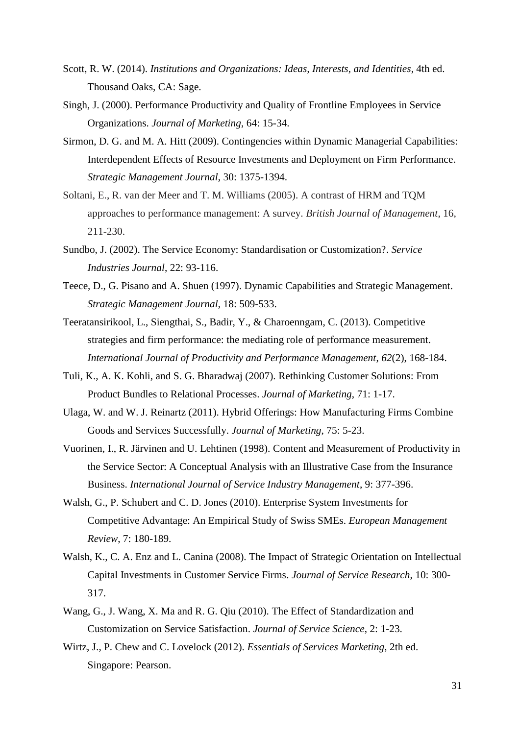Scott, R. W. (2014). *Institutions and Organizations: Ideas, Interests, and Identities*, 4th ed. Thousand Oaks, CA: Sage.

Singh, J. (2000). Performance Productivity and Quality of Frontline Employees in Service Organizations. *Journal of Marketing*, 64: 15-34.

Sirmon, D. G. and M. A. Hitt (2009). Contingencies within Dynamic Managerial Capabilities: Interdependent Effects of Resource Investments and Deployment on Firm Performance. *Strategic Management Journal*, 30: 1375-1394.

Soltani, E., R. van der Meer and T. M. Williams (2005). A contrast of HRM and TQM approaches to performance management: A survey. *British Journal of Management*, 16, 211-230.

Sundbo, J. (2002). The Service Economy: Standardisation or Customization?. *Service Industries Journal*, 22: 93-116.

Teece, D., G. Pisano and A. Shuen (1997). Dynamic Capabilities and Strategic Management. *Strategic Management Journal*, 18: 509-533.

Teeratansirikool, L., Siengthai, S., Badir, Y., & Charoenngam, C. (2013). Competitive strategies and firm performance: the mediating role of performance measurement. *International Journal of Productivity and Performance Management*, *62*(2), 168-184.

Tuli, K., A. K. Kohli, and S. G. Bharadwaj (2007). Rethinking Customer Solutions: From Product Bundles to Relational Processes. *Journal of Marketing*, 71: 1-17.

Ulaga, W. and W. J. Reinartz (2011). Hybrid Offerings: How Manufacturing Firms Combine Goods and Services Successfully. *Journal of Marketing*, 75: 5-23.

Vuorinen, I., R. Järvinen and U. Lehtinen (1998). Content and Measurement of Productivity in the Service Sector: A Conceptual Analysis with an Illustrative Case from the Insurance Business. *International Journal of Service Industry Management*, 9: 377-396.

Walsh, G., P. Schubert and C. D. Jones (2010). Enterprise System Investments for Competitive Advantage: An Empirical Study of Swiss SMEs. *European Management Review*, 7: 180-189.

Walsh, K., C. A. Enz and L. Canina (2008). The Impact of Strategic Orientation on Intellectual Capital Investments in Customer Service Firms. *Journal of Service Research*, 10: 300-317.

Wang, G., J. Wang, X. Ma and R. G. Qiu (2010). The Effect of Standardization and Customization on Service Satisfaction. *Journal of Service Science*, 2: 1-23.

Wirtz, J., P. Chew and C. Lovelock (2012). *Essentials of Services Marketing*, 2th ed. Singapore: Pearson.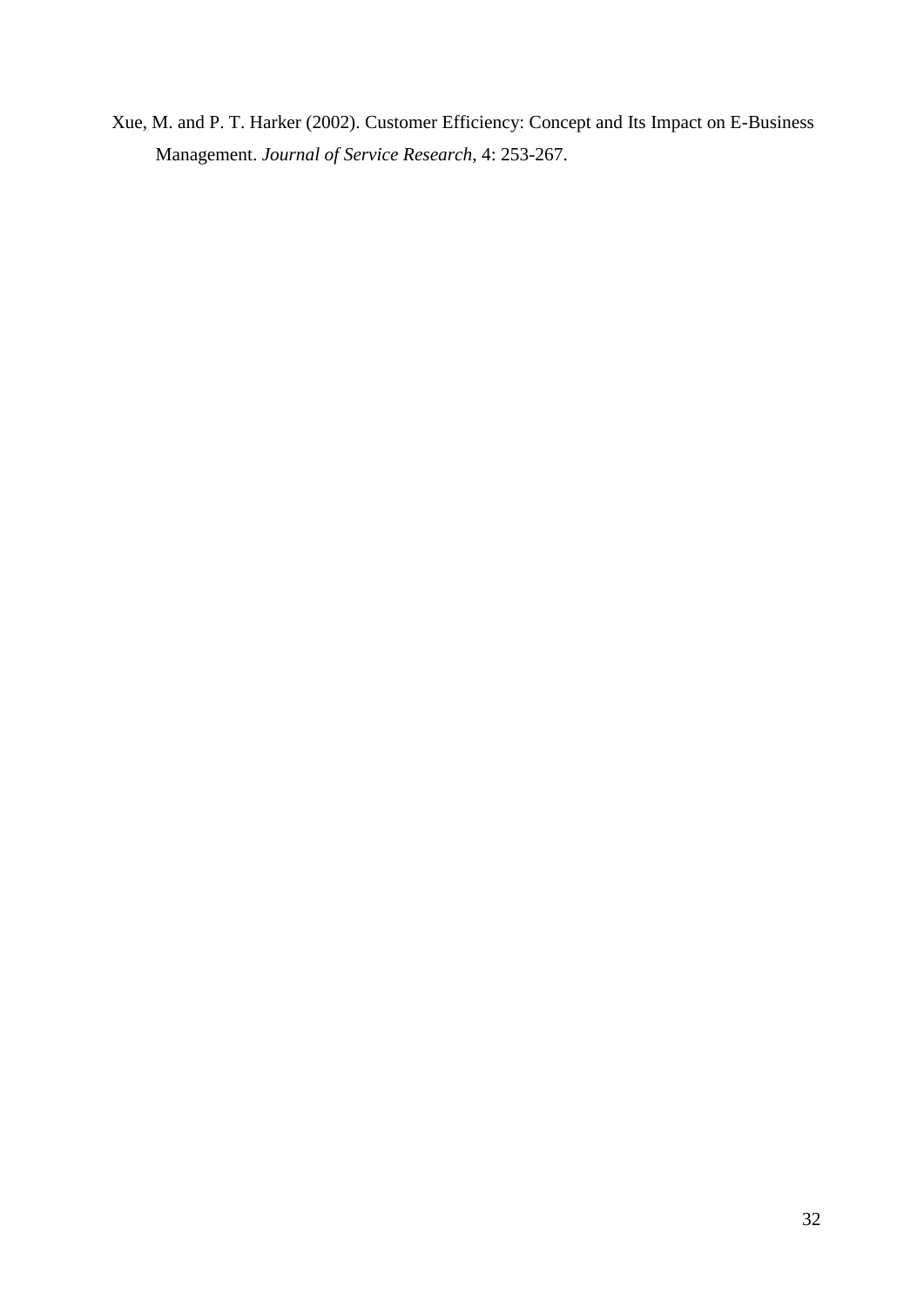Xue, M. and P. T. Harker (2002). Customer Efficiency: Concept and Its Impact on E-Business Management. *Journal of Service Research*, 4: 253-267.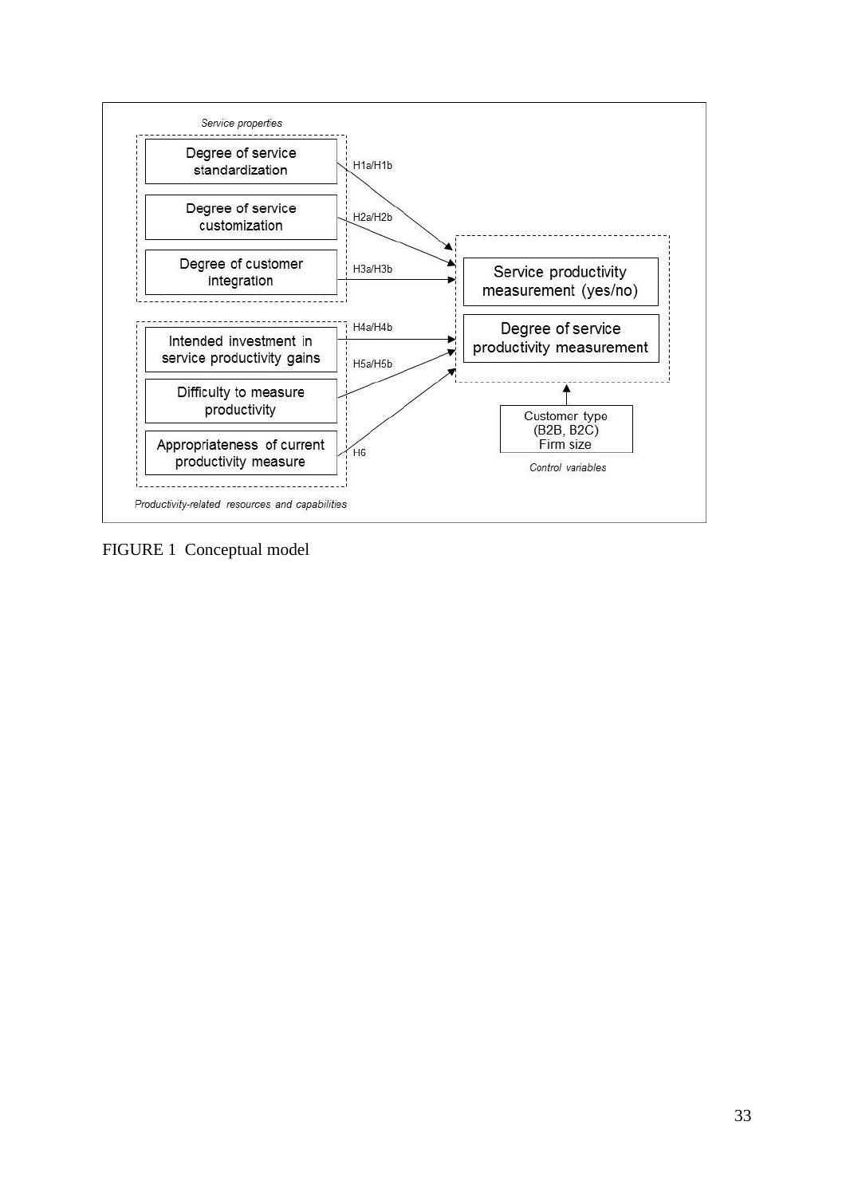FIGURE 1 Conceptual model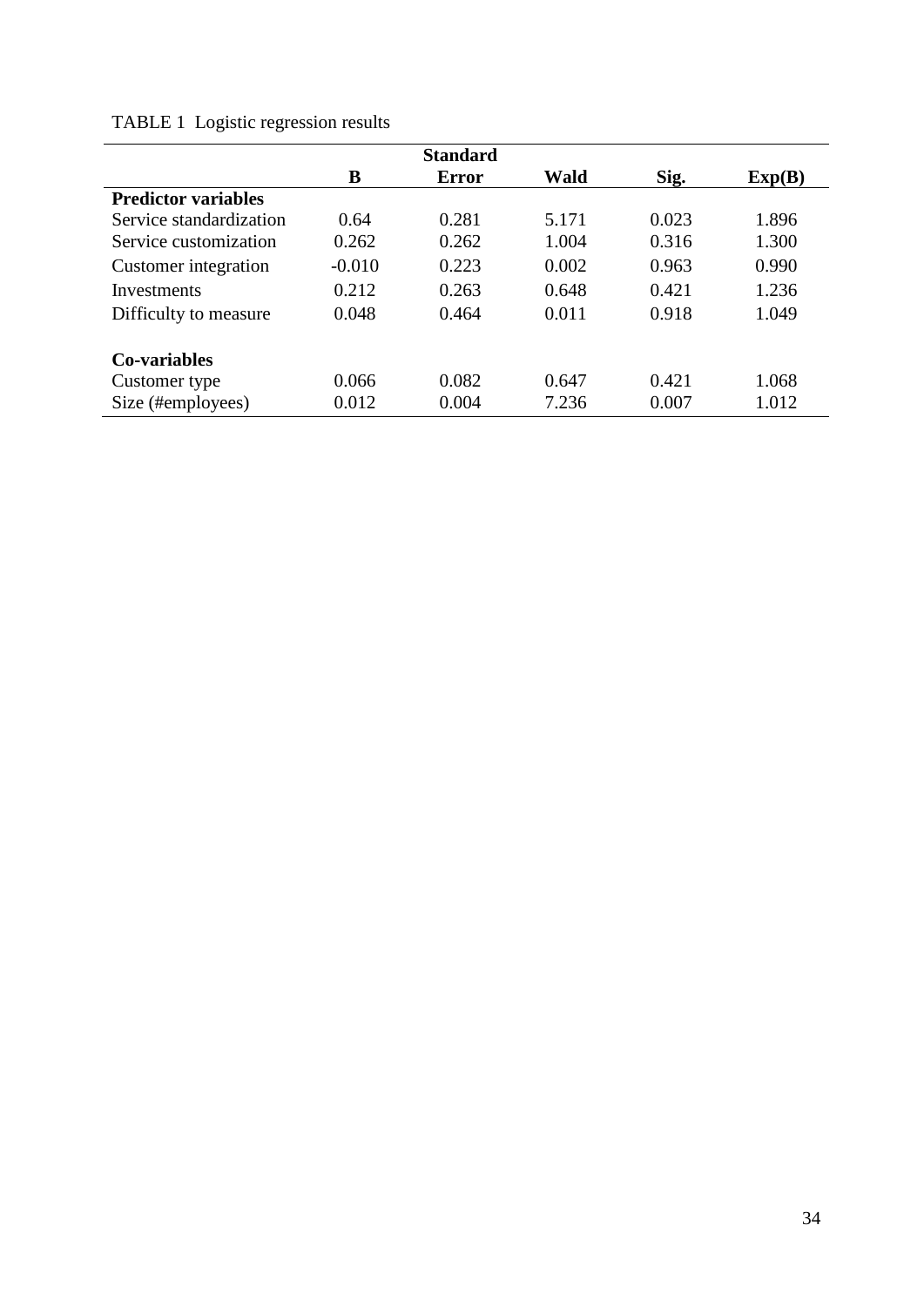TABLE 1 Logistic regression results

| | B | Standard Error | Wald | Sig. | Exp(B) |
|---|---|---|---|---|---|
| **Predictor variables** | | | | | |
| Service standardization | 0.64 | 0.281 | 5.171 | 0.023 | 1.896 |
| Service customization | 0.262 | 0.262 | 1.004 | 0.316 | 1.300 |
| Customer integration | -0.010 | 0.223 | 0.002 | 0.963 | 0.990 |
| Investments | 0.212 | 0.263 | 0.648 | 0.421 | 1.236 |
| Difficulty to measure | 0.048 | 0.464 | 0.011 | 0.918 | 1.049 |
| **Co-variables** | | | | | |
| Customer type | 0.066 | 0.082 | 0.647 | 0.421 | 1.068 |
| Size (#employees) | 0.012 | 0.004 | 7.236 | 0.007 | 1.012 |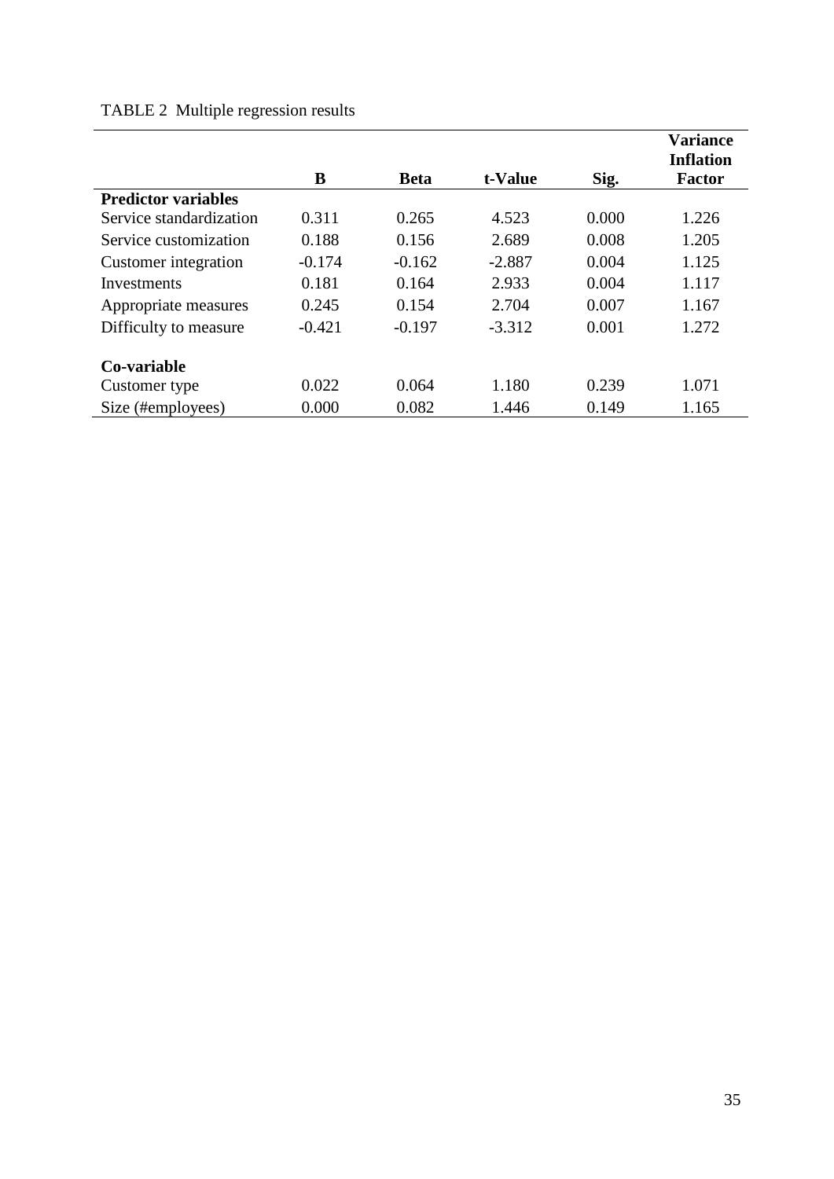TABLE 2 Multiple regression results

| | B | Beta | t-Value | Sig. | Variance Inflation Factor |
|---|---|---|---|---|---|
| **Predictor variables** | | | | | |
| Service standardization | 0.311 | 0.265 | 4.523 | 0.000 | 1.226 |
| Service customization | 0.188 | 0.156 | 2.689 | 0.008 | 1.205 |
| Customer integration | -0.174 | -0.162 | -2.887 | 0.004 | 1.125 |
| Investments | 0.181 | 0.164 | 2.933 | 0.004 | 1.117 |
| Appropriate measures | 0.245 | 0.154 | 2.704 | 0.007 | 1.167 |
| Difficulty to measure | -0.421 | -0.197 | -3.312 | 0.001 | 1.272 |
| **Co-variable** | | | | | |
| Customer type | 0.022 | 0.064 | 1.180 | 0.239 | 1.071 |
| Size (#employees) | 0.000 | 0.082 | 1.446 | 0.149 | 1.165 |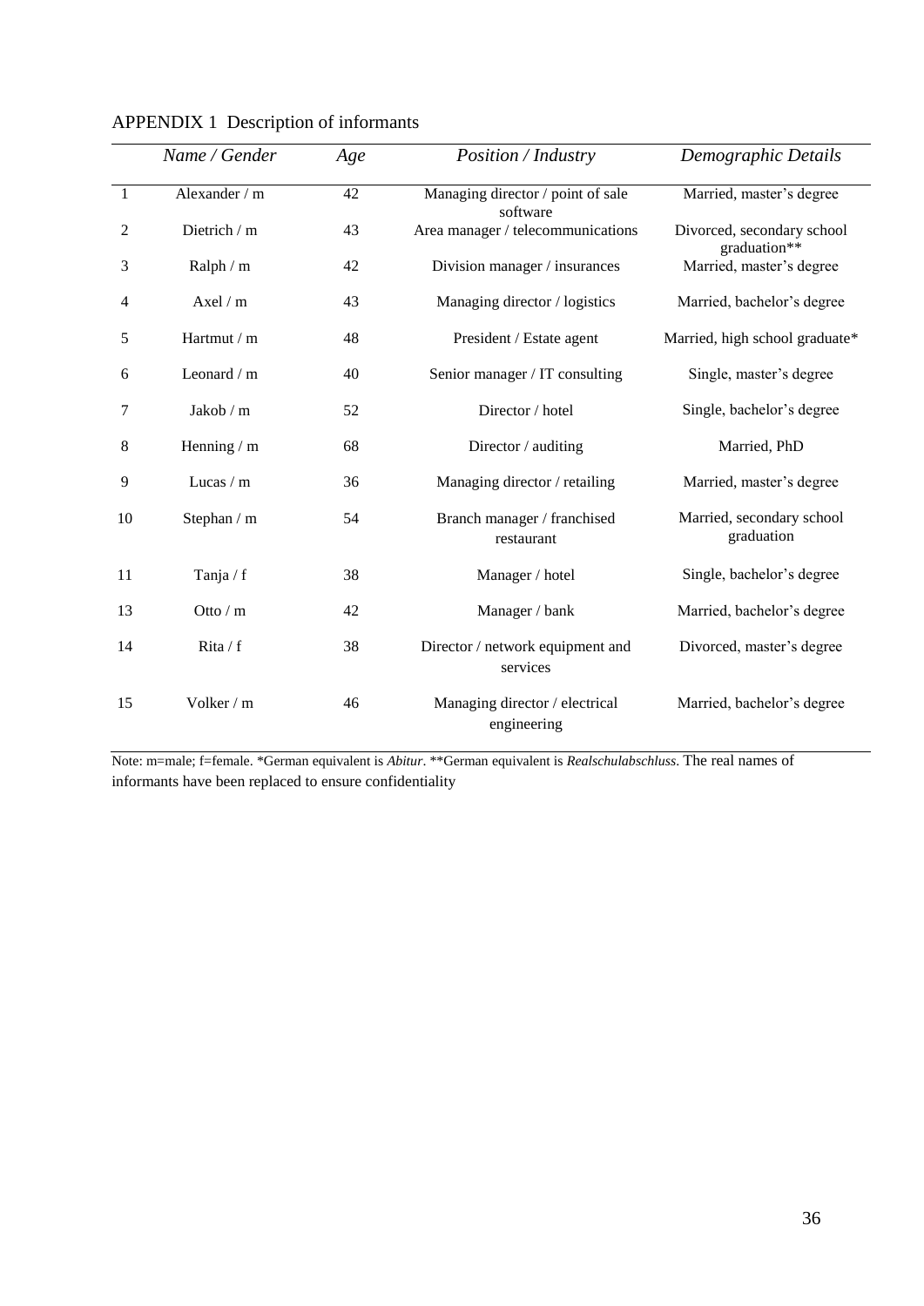APPENDIX 1  Description of informants

| | *Name / Gender* | *Age* | *Position / Industry* | *Demographic Details* |
|---|---|---|---|---|
| 1 | Alexander / m | 42 | Managing director / point of sale software | Married, master's degree |
| 2 | Dietrich / m | 43 | Area manager / telecommunications | Divorced, secondary school graduation** |
| 3 | Ralph / m | 42 | Division manager / insurances | Married, master's degree |
| 4 | Axel / m | 43 | Managing director / logistics | Married, bachelor's degree |
| 5 | Hartmut / m | 48 | President / Estate agent | Married, high school graduate* |
| 6 | Leonard / m | 40 | Senior manager / IT consulting | Single, master's degree |
| 7 | Jakob / m | 52 | Director / hotel | Single, bachelor's degree |
| 8 | Henning / m | 68 | Director / auditing | Married, PhD |
| 9 | Lucas / m | 36 | Managing director / retailing | Married, master's degree |
| 10 | Stephan / m | 54 | Branch manager / franchised restaurant | Married, secondary school graduation |
| 11 | Tanja / f | 38 | Manager / hotel | Single, bachelor's degree |
| 13 | Otto / m | 42 | Manager / bank | Married, bachelor's degree |
| 14 | Rita / f | 38 | Director / network equipment and services | Divorced, master's degree |
| 15 | Volker / m | 46 | Managing director / electrical engineering | Married, bachelor's degree |

Note: m=male; f=female. *German equivalent is *Abitur*. **German equivalent is *Realschulabschluss*. The real names of informants have been replaced to ensure confidentiality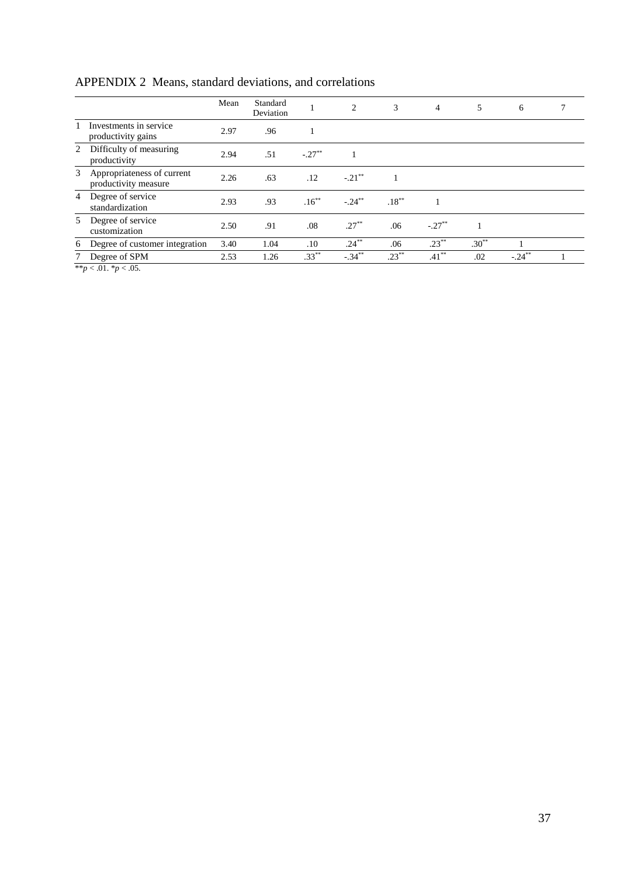APPENDIX 2 Means, standard deviations, and correlations

| | | Mean | Standard Deviation | 1 | 2 | 3 | 4 | 5 | 6 | 7 |
|---|---|---|---|---|---|---|---|---|---|---|
| 1 | Investments in service productivity gains | 2.97 | .96 | 1 | | | | | | |
| 2 | Difficulty of measuring productivity | 2.94 | .51 | -.27** | 1 | | | | | |
| 3 | Appropriateness of current productivity measure | 2.26 | .63 | .12 | -.21** | 1 | | | | |
| 4 | Degree of service standardization | 2.93 | .93 | .16** | -.24** | .18** | 1 | | | |
| 5 | Degree of service customization | 2.50 | .91 | .08 | .27** | .06 | -.27** | 1 | | |
| 6 | Degree of customer integration | 3.40 | 1.04 | .10 | .24** | .06 | .23** | .30** | 1 | |
| 7 | Degree of SPM | 2.53 | 1.26 | .33** | -.34** | .23** | .41** | .02 | -.24** | 1 |

$^{**}p < .01$. $^{*}p < .05$.